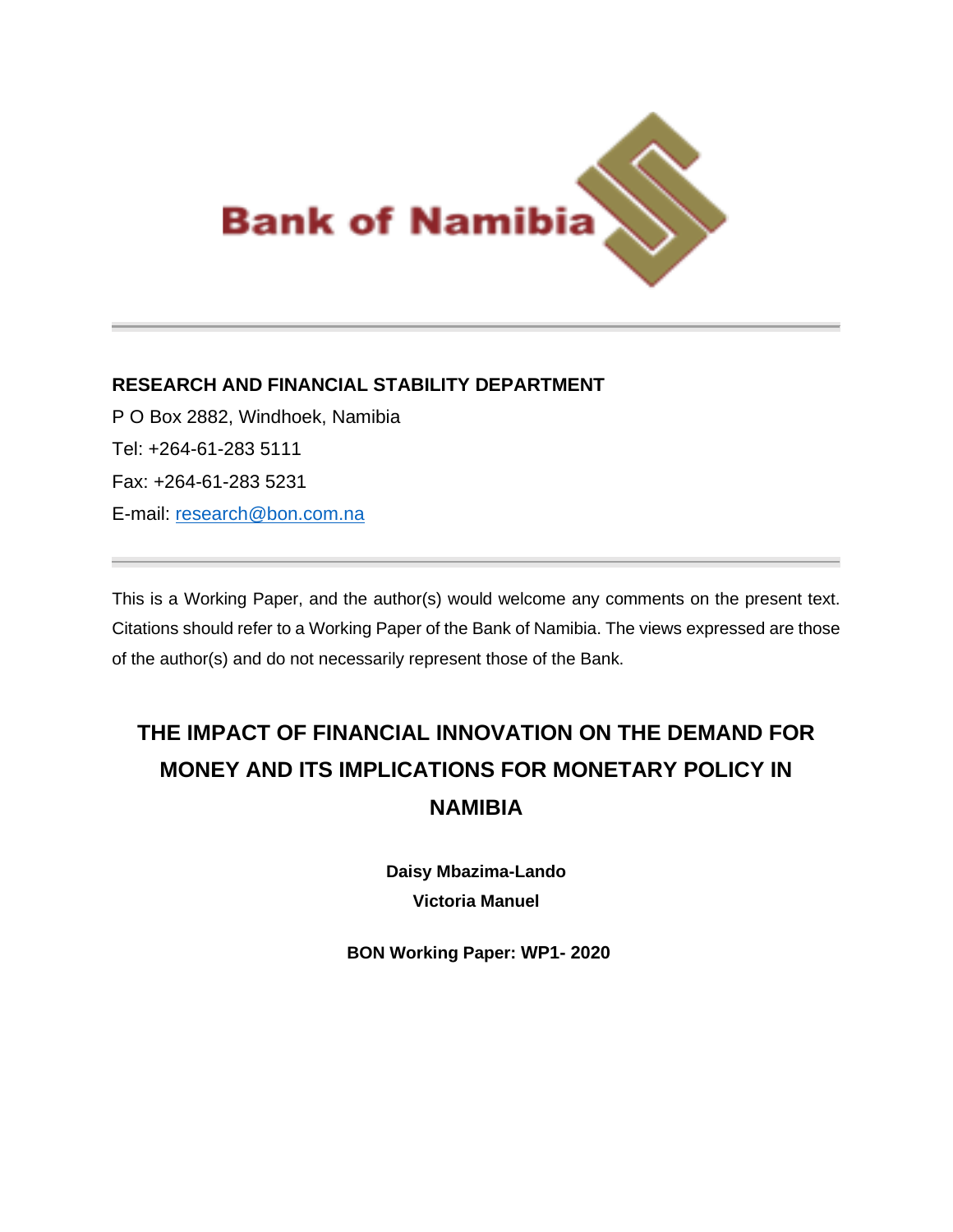Bank of Namibia

---

**RESEARCH AND FINANCIAL STABILITY DEPARTMENT**

P O Box 2882, Windhoek, Namibia

Tel: +264-61-283 5111

Fax: +264-61-283 5231

E-mail: research@bon.com.na

---

This is a Working Paper, and the author(s) would welcome any comments on the present text. Citations should refer to a Working Paper of the Bank of Namibia. The views expressed are those of the author(s) and do not necessarily represent those of the Bank.

# THE IMPACT OF FINANCIAL INNOVATION ON THE DEMAND FOR MONEY AND ITS IMPLICATIONS FOR MONETARY POLICY IN NAMIBIA

**Daisy Mbazima-Lando**

**Victoria Manuel**

**BON Working Paper: WP1- 2020**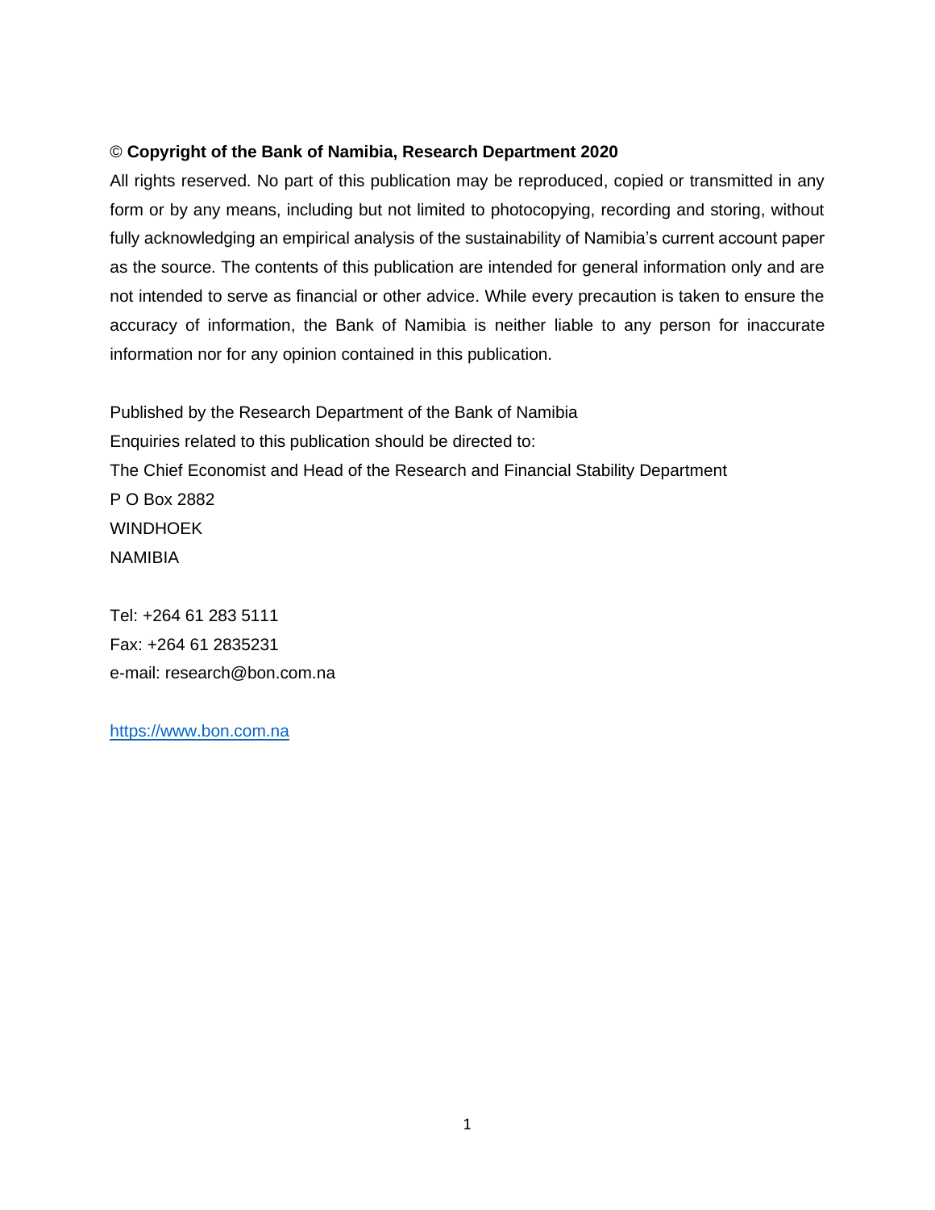© **Copyright of the Bank of Namibia, Research Department 2020**

All rights reserved. No part of this publication may be reproduced, copied or transmitted in any form or by any means, including but not limited to photocopying, recording and storing, without fully acknowledging an empirical analysis of the sustainability of Namibia's current account paper as the source. The contents of this publication are intended for general information only and are not intended to serve as financial or other advice. While every precaution is taken to ensure the accuracy of information, the Bank of Namibia is neither liable to any person for inaccurate information nor for any opinion contained in this publication.

Published by the Research Department of the Bank of Namibia
Enquiries related to this publication should be directed to:
The Chief Economist and Head of the Research and Financial Stability Department
P O Box 2882
WINDHOEK
NAMIBIA

Tel: +264 61 283 5111
Fax: +264 61 2835231
e-mail: research@bon.com.na

https://www.bon.com.na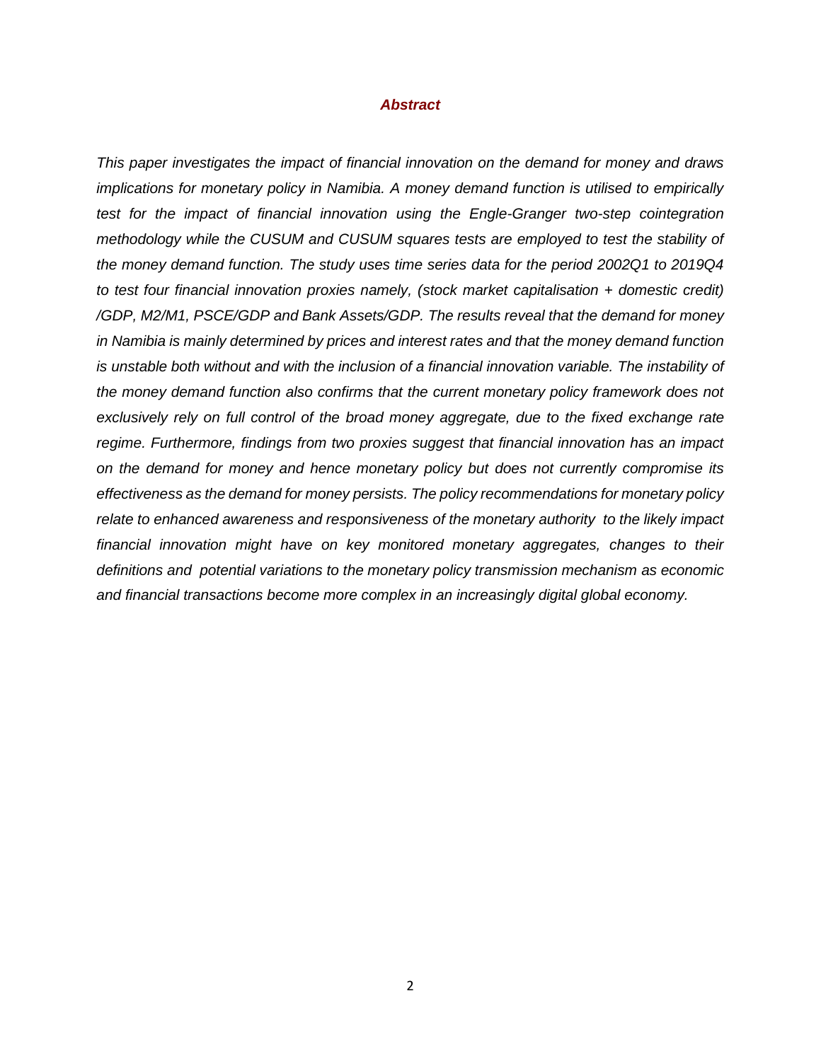### *Abstract*

*This paper investigates the impact of financial innovation on the demand for money and draws implications for monetary policy in Namibia. A money demand function is utilised to empirically test for the impact of financial innovation using the Engle-Granger two-step cointegration methodology while the CUSUM and CUSUM squares tests are employed to test the stability of the money demand function. The study uses time series data for the period 2002Q1 to 2019Q4 to test four financial innovation proxies namely, (stock market capitalisation + domestic credit) /GDP, M2/M1, PSCE/GDP and Bank Assets/GDP. The results reveal that the demand for money in Namibia is mainly determined by prices and interest rates and that the money demand function is unstable both without and with the inclusion of a financial innovation variable. The instability of the money demand function also confirms that the current monetary policy framework does not exclusively rely on full control of the broad money aggregate, due to the fixed exchange rate regime. Furthermore, findings from two proxies suggest that financial innovation has an impact on the demand for money and hence monetary policy but does not currently compromise its effectiveness as the demand for money persists. The policy recommendations for monetary policy relate to enhanced awareness and responsiveness of the monetary authority to the likely impact financial innovation might have on key monitored monetary aggregates, changes to their definitions and potential variations to the monetary policy transmission mechanism as economic and financial transactions become more complex in an increasingly digital global economy.*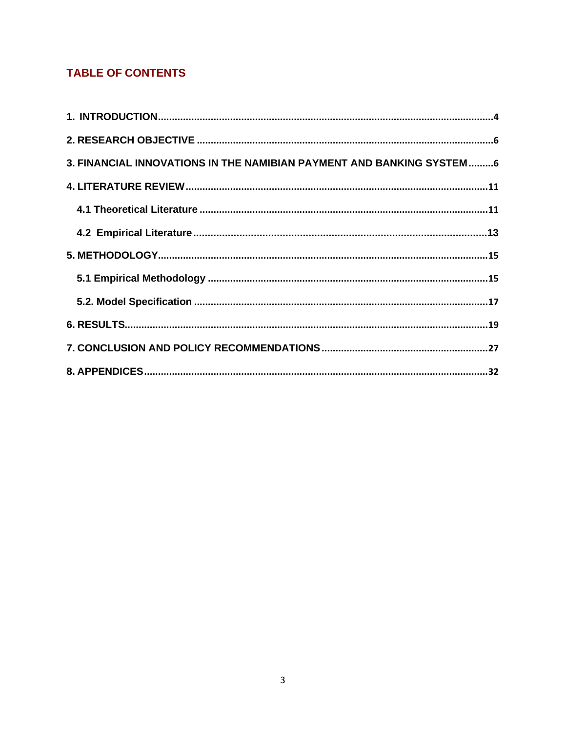## TABLE OF CONTENTS

**1. INTRODUCTION** .......... 4

**2. RESEARCH OBJECTIVE** .......... 6

**3. FINANCIAL INNOVATIONS IN THE NAMIBIAN PAYMENT AND BANKING SYSTEM** .......... 6

**4. LITERATURE REVIEW** .......... 11

- **4.1 Theoretical Literature** .......... 11
- **4.2 Empirical Literature** .......... 13

**5. METHODOLOGY** .......... 15

- **5.1 Empirical Methodology** .......... 15
- **5.2. Model Specification** .......... 17

**6. RESULTS** .......... 19

**7. CONCLUSION AND POLICY RECOMMENDATIONS** .......... 27

**8. APPENDICES** .......... 32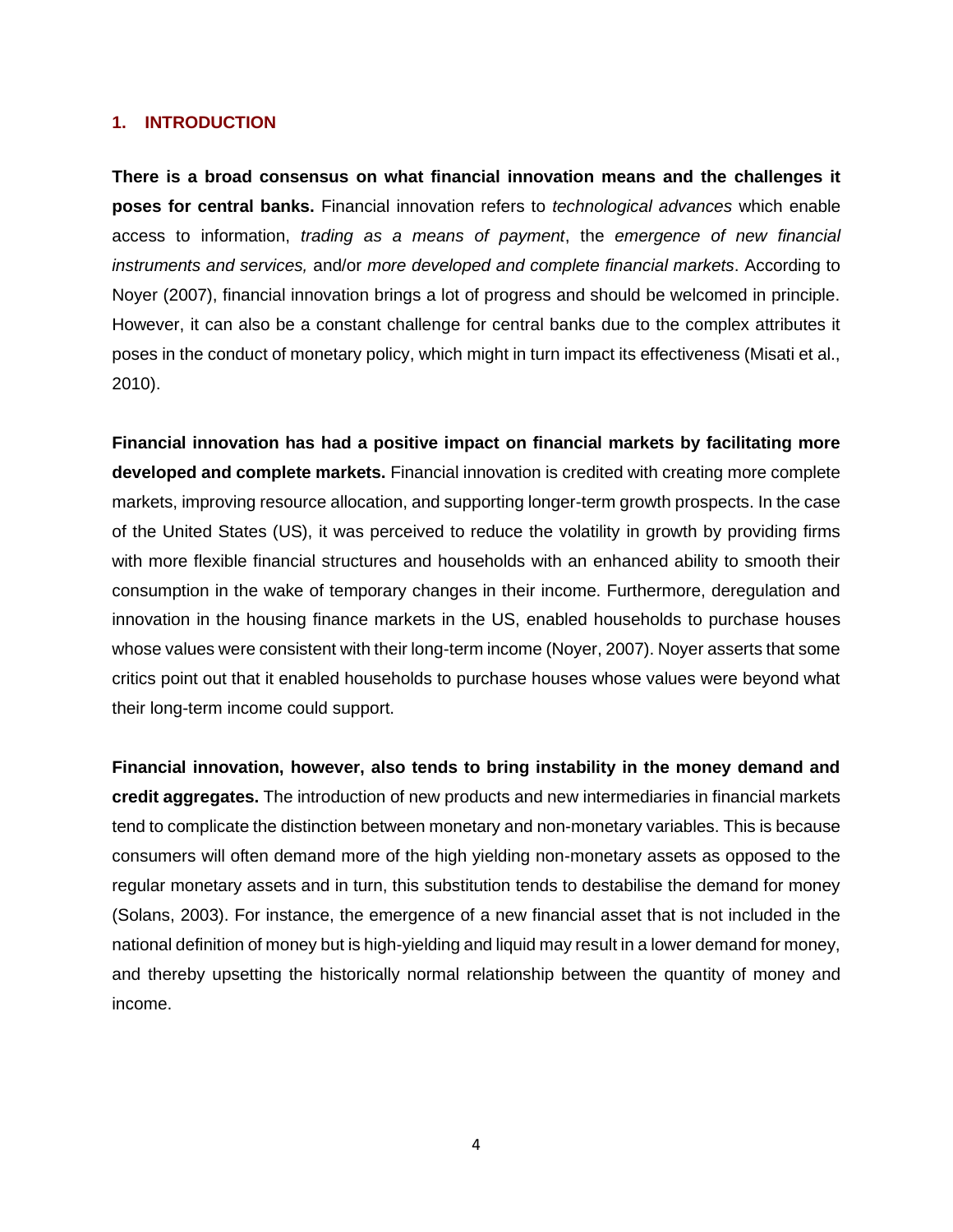## 1. INTRODUCTION

**There is a broad consensus on what financial innovation means and the challenges it poses for central banks.** Financial innovation refers to *technological advances* which enable access to information, *trading as a means of payment*, the *emergence of new financial instruments and services,* and/or *more developed and complete financial markets*. According to Noyer (2007), financial innovation brings a lot of progress and should be welcomed in principle. However, it can also be a constant challenge for central banks due to the complex attributes it poses in the conduct of monetary policy, which might in turn impact its effectiveness (Misati et al., 2010).

**Financial innovation has had a positive impact on financial markets by facilitating more developed and complete markets.** Financial innovation is credited with creating more complete markets, improving resource allocation, and supporting longer-term growth prospects. In the case of the United States (US), it was perceived to reduce the volatility in growth by providing firms with more flexible financial structures and households with an enhanced ability to smooth their consumption in the wake of temporary changes in their income. Furthermore, deregulation and innovation in the housing finance markets in the US, enabled households to purchase houses whose values were consistent with their long-term income (Noyer, 2007). Noyer asserts that some critics point out that it enabled households to purchase houses whose values were beyond what their long-term income could support.

**Financial innovation, however, also tends to bring instability in the money demand and credit aggregates.** The introduction of new products and new intermediaries in financial markets tend to complicate the distinction between monetary and non-monetary variables. This is because consumers will often demand more of the high yielding non-monetary assets as opposed to the regular monetary assets and in turn, this substitution tends to destabilise the demand for money (Solans, 2003). For instance, the emergence of a new financial asset that is not included in the national definition of money but is high-yielding and liquid may result in a lower demand for money, and thereby upsetting the historically normal relationship between the quantity of money and income.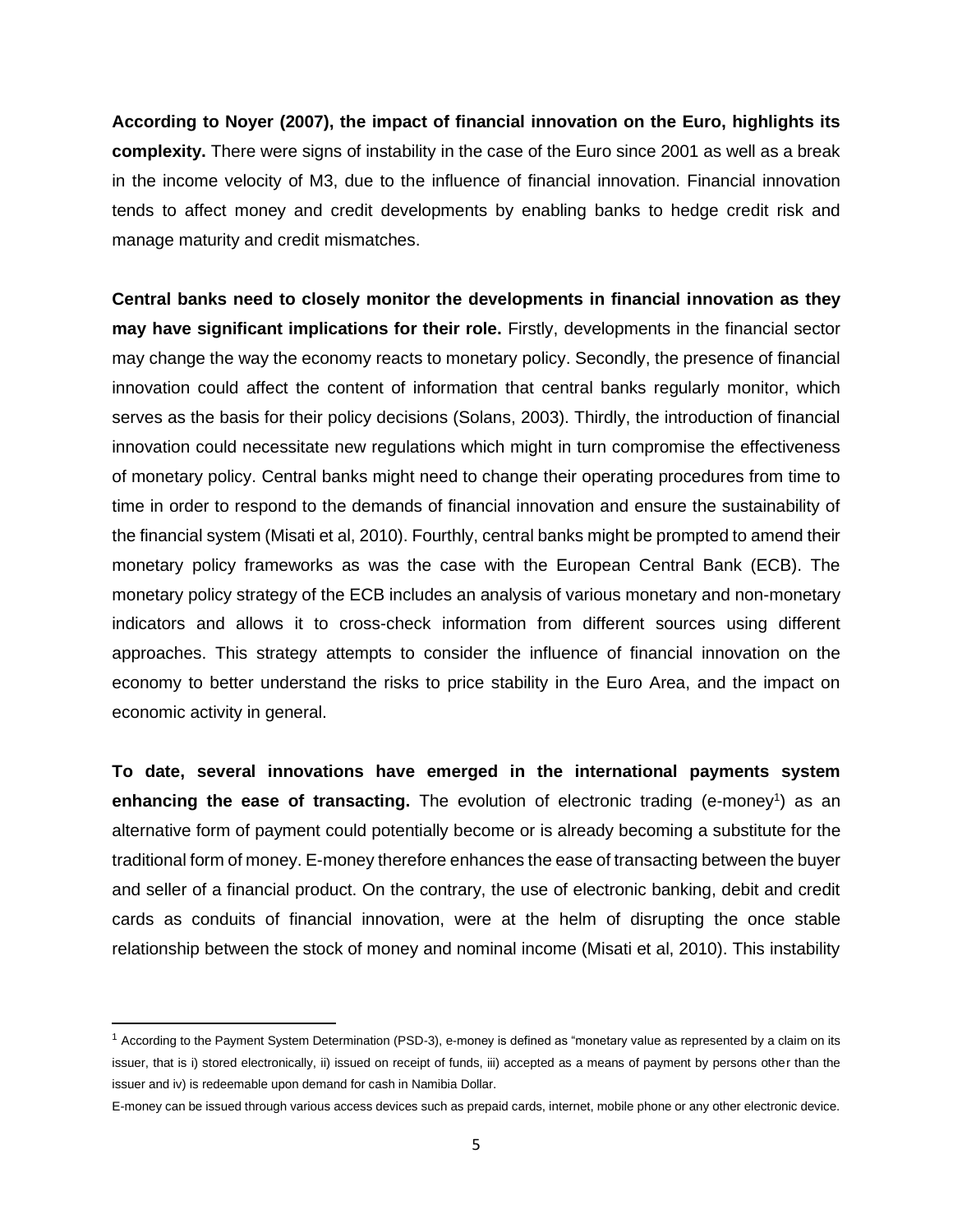**According to Noyer (2007), the impact of financial innovation on the Euro, highlights its complexity.** There were signs of instability in the case of the Euro since 2001 as well as a break in the income velocity of M3, due to the influence of financial innovation. Financial innovation tends to affect money and credit developments by enabling banks to hedge credit risk and manage maturity and credit mismatches.

**Central banks need to closely monitor the developments in financial innovation as they may have significant implications for their role.** Firstly, developments in the financial sector may change the way the economy reacts to monetary policy. Secondly, the presence of financial innovation could affect the content of information that central banks regularly monitor, which serves as the basis for their policy decisions (Solans, 2003). Thirdly, the introduction of financial innovation could necessitate new regulations which might in turn compromise the effectiveness of monetary policy. Central banks might need to change their operating procedures from time to time in order to respond to the demands of financial innovation and ensure the sustainability of the financial system (Misati et al, 2010). Fourthly, central banks might be prompted to amend their monetary policy frameworks as was the case with the European Central Bank (ECB). The monetary policy strategy of the ECB includes an analysis of various monetary and non-monetary indicators and allows it to cross-check information from different sources using different approaches. This strategy attempts to consider the influence of financial innovation on the economy to better understand the risks to price stability in the Euro Area, and the impact on economic activity in general.

**To date, several innovations have emerged in the international payments system enhancing the ease of transacting.** The evolution of electronic trading (e-money[1]) as an alternative form of payment could potentially become or is already becoming a substitute for the traditional form of money. E-money therefore enhances the ease of transacting between the buyer and seller of a financial product. On the contrary, the use of electronic banking, debit and credit cards as conduits of financial innovation, were at the helm of disrupting the once stable relationship between the stock of money and nominal income (Misati et al, 2010). This instability

---

[1] According to the Payment System Determination (PSD-3), e-money is defined as "monetary value as represented by a claim on its issuer, that is i) stored electronically, ii) issued on receipt of funds, iii) accepted as a means of payment by persons other than the issuer and iv) is redeemable upon demand for cash in Namibia Dollar.

E-money can be issued through various access devices such as prepaid cards, internet, mobile phone or any other electronic device.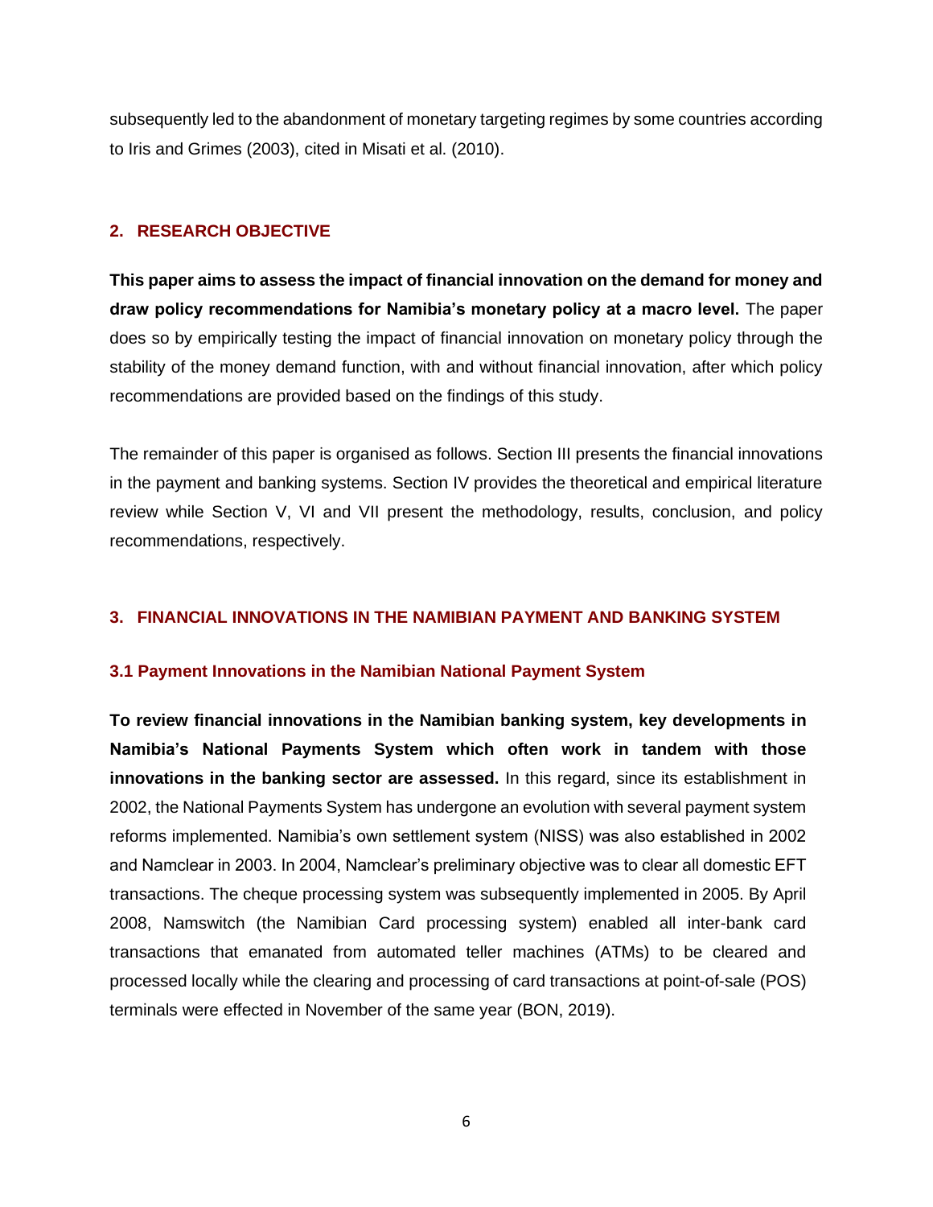subsequently led to the abandonment of monetary targeting regimes by some countries according to Iris and Grimes (2003), cited in Misati et al. (2010).

## 2. RESEARCH OBJECTIVE

**This paper aims to assess the impact of financial innovation on the demand for money and draw policy recommendations for Namibia's monetary policy at a macro level.** The paper does so by empirically testing the impact of financial innovation on monetary policy through the stability of the money demand function, with and without financial innovation, after which policy recommendations are provided based on the findings of this study.

The remainder of this paper is organised as follows. Section III presents the financial innovations in the payment and banking systems. Section IV provides the theoretical and empirical literature review while Section V, VI and VII present the methodology, results, conclusion, and policy recommendations, respectively.

## 3. FINANCIAL INNOVATIONS IN THE NAMIBIAN PAYMENT AND BANKING SYSTEM

### 3.1 Payment Innovations in the Namibian National Payment System

**To review financial innovations in the Namibian banking system, key developments in Namibia's National Payments System which often work in tandem with those innovations in the banking sector are assessed.** In this regard, since its establishment in 2002, the National Payments System has undergone an evolution with several payment system reforms implemented. Namibia's own settlement system (NISS) was also established in 2002 and Namclear in 2003. In 2004, Namclear's preliminary objective was to clear all domestic EFT transactions. The cheque processing system was subsequently implemented in 2005. By April 2008, Namswitch (the Namibian Card processing system) enabled all inter-bank card transactions that emanated from automated teller machines (ATMs) to be cleared and processed locally while the clearing and processing of card transactions at point-of-sale (POS) terminals were effected in November of the same year (BON, 2019).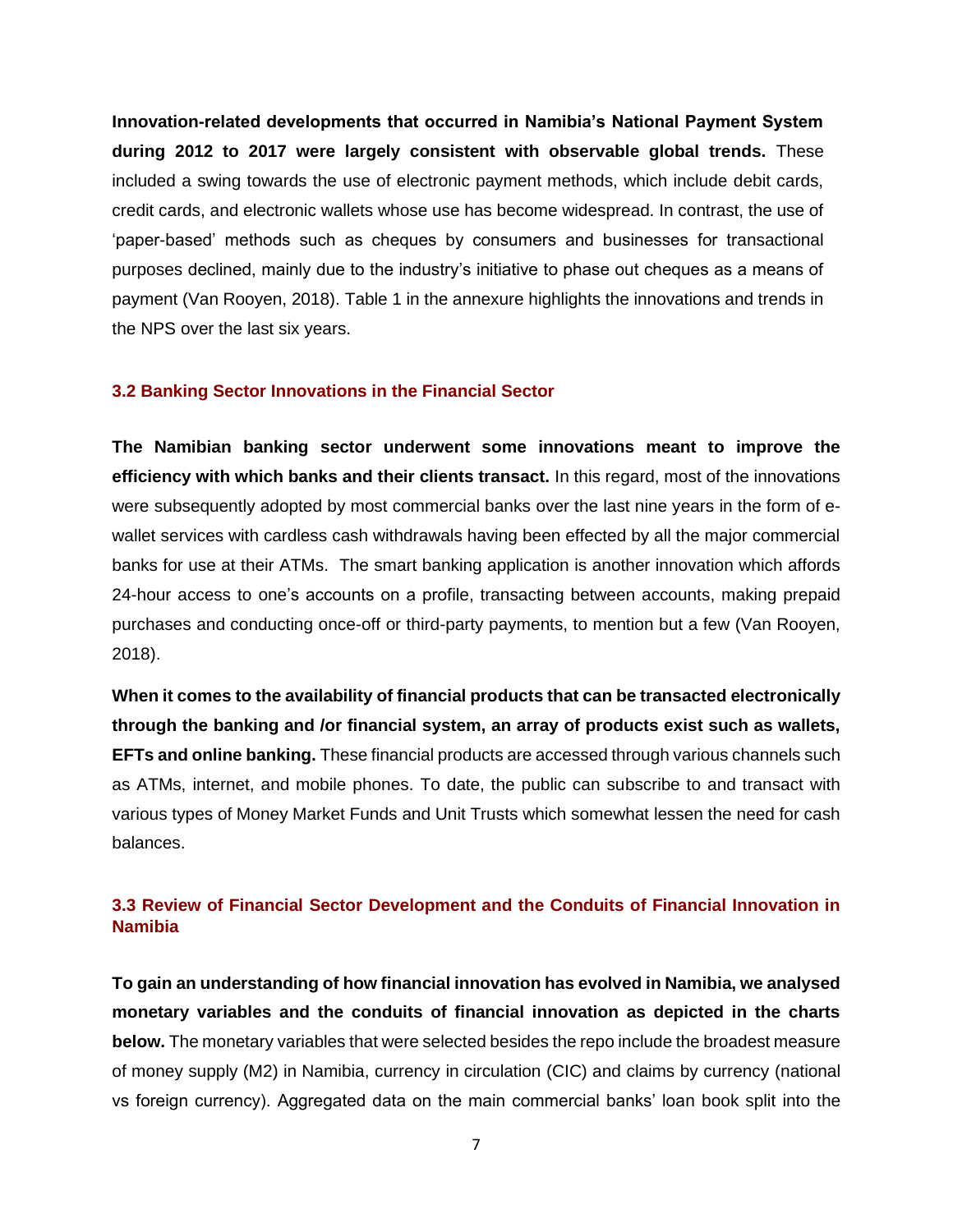**Innovation-related developments that occurred in Namibia's National Payment System during 2012 to 2017 were largely consistent with observable global trends.** These included a swing towards the use of electronic payment methods, which include debit cards, credit cards, and electronic wallets whose use has become widespread. In contrast, the use of 'paper-based' methods such as cheques by consumers and businesses for transactional purposes declined, mainly due to the industry's initiative to phase out cheques as a means of payment (Van Rooyen, 2018). Table 1 in the annexure highlights the innovations and trends in the NPS over the last six years.

### 3.2 Banking Sector Innovations in the Financial Sector

**The Namibian banking sector underwent some innovations meant to improve the efficiency with which banks and their clients transact.** In this regard, most of the innovations were subsequently adopted by most commercial banks over the last nine years in the form of e-wallet services with cardless cash withdrawals having been effected by all the major commercial banks for use at their ATMs. The smart banking application is another innovation which affords 24-hour access to one's accounts on a profile, transacting between accounts, making prepaid purchases and conducting once-off or third-party payments, to mention but a few (Van Rooyen, 2018).

**When it comes to the availability of financial products that can be transacted electronically through the banking and /or financial system, an array of products exist such as wallets, EFTs and online banking.** These financial products are accessed through various channels such as ATMs, internet, and mobile phones. To date, the public can subscribe to and transact with various types of Money Market Funds and Unit Trusts which somewhat lessen the need for cash balances.

### 3.3 Review of Financial Sector Development and the Conduits of Financial Innovation in Namibia

**To gain an understanding of how financial innovation has evolved in Namibia, we analysed monetary variables and the conduits of financial innovation as depicted in the charts below.** The monetary variables that were selected besides the repo include the broadest measure of money supply (M2) in Namibia, currency in circulation (CIC) and claims by currency (national vs foreign currency). Aggregated data on the main commercial banks' loan book split into the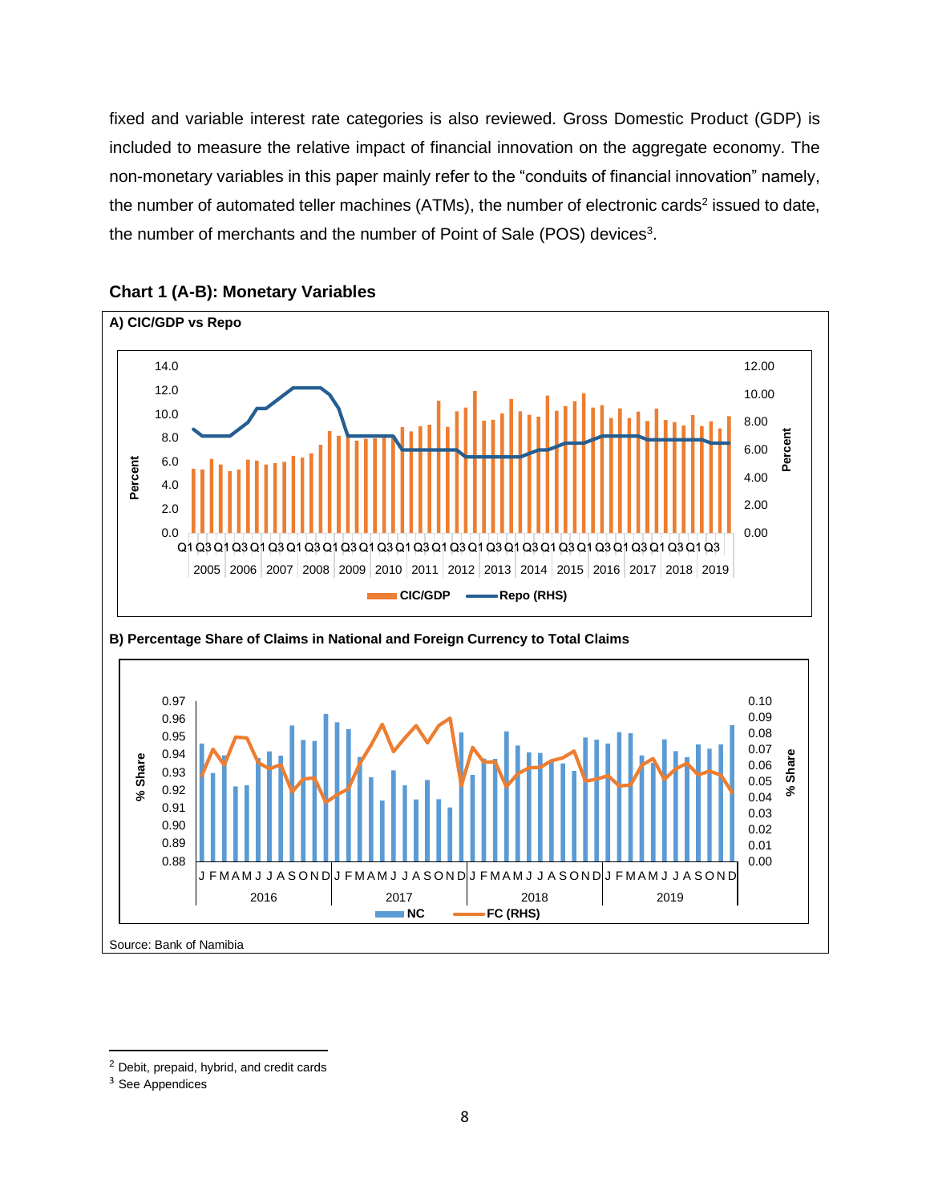fixed and variable interest rate categories is also reviewed. Gross Domestic Product (GDP) is included to measure the relative impact of financial innovation on the aggregate economy. The non-monetary variables in this paper mainly refer to the "conduits of financial innovation" namely, the number of automated teller machines (ATMs), the number of electronic cards[2] issued to date, the number of merchants and the number of Point of Sale (POS) devices[3].

**Chart 1 (A-B): Monetary Variables**

**A) CIC/GDP vs Repo**

**B) Percentage Share of Claims in National and Foreign Currency to Total Claims**

Source: Bank of Namibia

---

[2] Debit, prepaid, hybrid, and credit cards

[3] See Appendices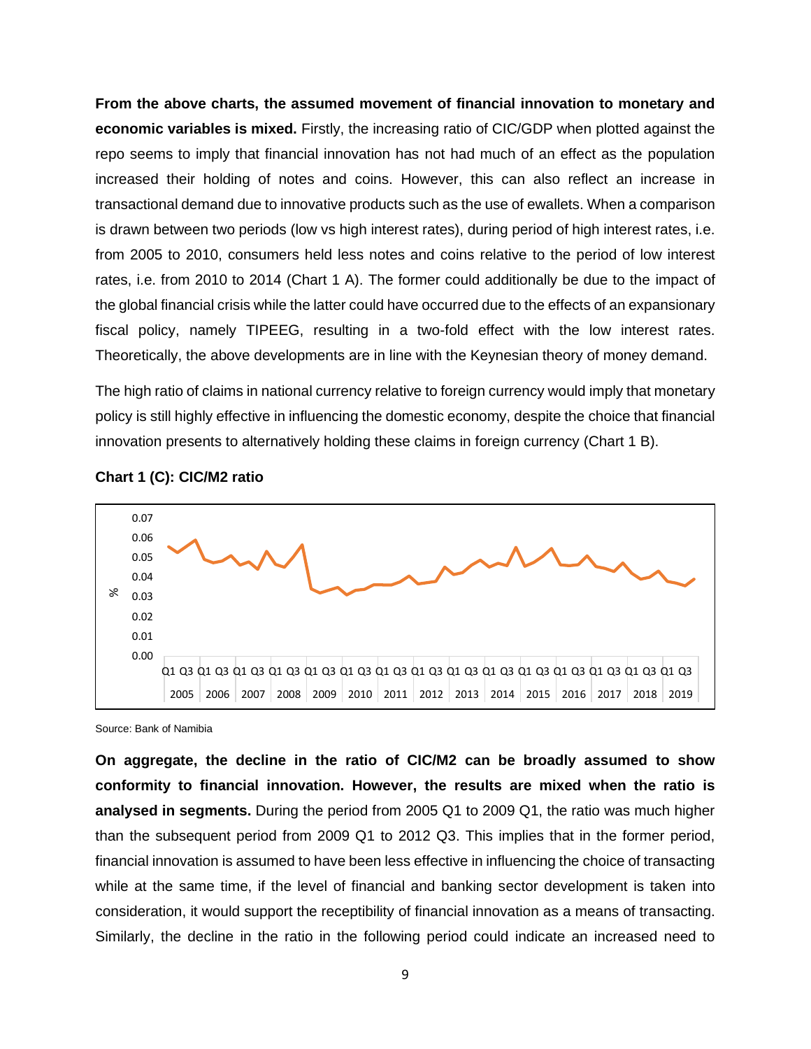**From the above charts, the assumed movement of financial innovation to monetary and economic variables is mixed.** Firstly, the increasing ratio of CIC/GDP when plotted against the repo seems to imply that financial innovation has not had much of an effect as the population increased their holding of notes and coins. However, this can also reflect an increase in transactional demand due to innovative products such as the use of ewallets. When a comparison is drawn between two periods (low vs high interest rates), during period of high interest rates, i.e. from 2005 to 2010, consumers held less notes and coins relative to the period of low interest rates, i.e. from 2010 to 2014 (Chart 1 A). The former could additionally be due to the impact of the global financial crisis while the latter could have occurred due to the effects of an expansionary fiscal policy, namely TIPEEG, resulting in a two-fold effect with the low interest rates. Theoretically, the above developments are in line with the Keynesian theory of money demand.

The high ratio of claims in national currency relative to foreign currency would imply that monetary policy is still highly effective in influencing the domestic economy, despite the choice that financial innovation presents to alternatively holding these claims in foreign currency (Chart 1 B).

**Chart 1 (C): CIC/M2 ratio**

Source: Bank of Namibia

**On aggregate, the decline in the ratio of CIC/M2 can be broadly assumed to show conformity to financial innovation. However, the results are mixed when the ratio is analysed in segments.** During the period from 2005 Q1 to 2009 Q1, the ratio was much higher than the subsequent period from 2009 Q1 to 2012 Q3. This implies that in the former period, financial innovation is assumed to have been less effective in influencing the choice of transacting while at the same time, if the level of financial and banking sector development is taken into consideration, it would support the receptibility of financial innovation as a means of transacting. Similarly, the decline in the ratio in the following period could indicate an increased need to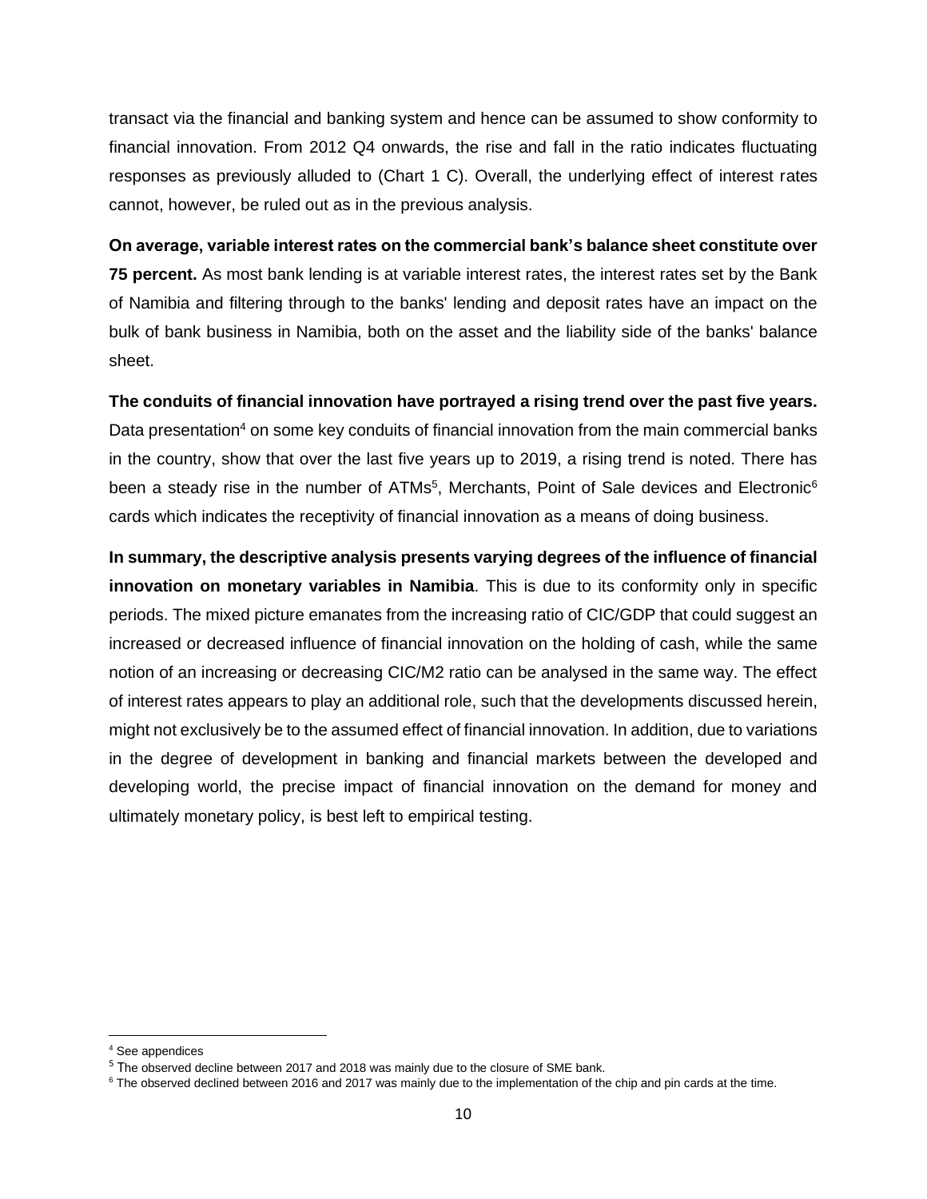transact via the financial and banking system and hence can be assumed to show conformity to financial innovation. From 2012 Q4 onwards, the rise and fall in the ratio indicates fluctuating responses as previously alluded to (Chart 1 C). Overall, the underlying effect of interest rates cannot, however, be ruled out as in the previous analysis.

**On average, variable interest rates on the commercial bank's balance sheet constitute over 75 percent.** As most bank lending is at variable interest rates, the interest rates set by the Bank of Namibia and filtering through to the banks' lending and deposit rates have an impact on the bulk of bank business in Namibia, both on the asset and the liability side of the banks' balance sheet.

**The conduits of financial innovation have portrayed a rising trend over the past five years.** Data presentation[4] on some key conduits of financial innovation from the main commercial banks in the country, show that over the last five years up to 2019, a rising trend is noted. There has been a steady rise in the number of ATMs[5], Merchants, Point of Sale devices and Electronic[6] cards which indicates the receptivity of financial innovation as a means of doing business.

**In summary, the descriptive analysis presents varying degrees of the influence of financial innovation on monetary variables in Namibia**. This is due to its conformity only in specific periods. The mixed picture emanates from the increasing ratio of CIC/GDP that could suggest an increased or decreased influence of financial innovation on the holding of cash, while the same notion of an increasing or decreasing CIC/M2 ratio can be analysed in the same way. The effect of interest rates appears to play an additional role, such that the developments discussed herein, might not exclusively be to the assumed effect of financial innovation. In addition, due to variations in the degree of development in banking and financial markets between the developed and developing world, the precise impact of financial innovation on the demand for money and ultimately monetary policy, is best left to empirical testing.

---

[4] See appendices

[5] The observed decline between 2017 and 2018 was mainly due to the closure of SME bank.

[6] The observed declined between 2016 and 2017 was mainly due to the implementation of the chip and pin cards at the time.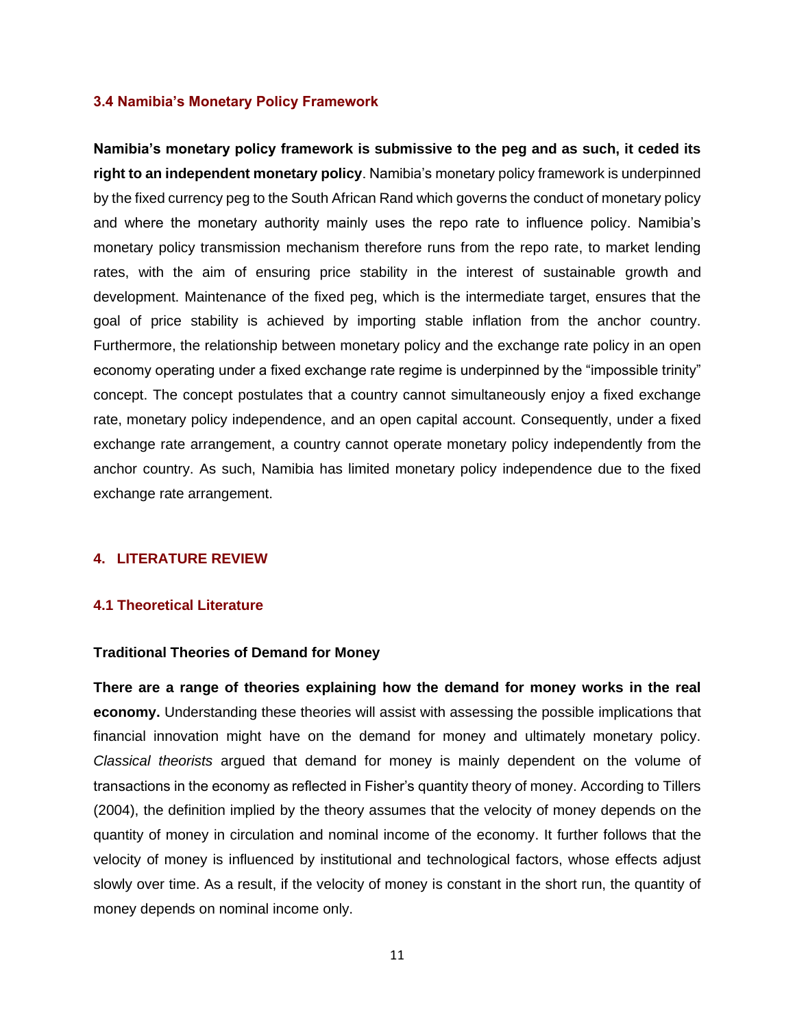### 3.4 Namibia's Monetary Policy Framework

**Namibia's monetary policy framework is submissive to the peg and as such, it ceded its right to an independent monetary policy**. Namibia's monetary policy framework is underpinned by the fixed currency peg to the South African Rand which governs the conduct of monetary policy and where the monetary authority mainly uses the repo rate to influence policy. Namibia's monetary policy transmission mechanism therefore runs from the repo rate, to market lending rates, with the aim of ensuring price stability in the interest of sustainable growth and development. Maintenance of the fixed peg, which is the intermediate target, ensures that the goal of price stability is achieved by importing stable inflation from the anchor country. Furthermore, the relationship between monetary policy and the exchange rate policy in an open economy operating under a fixed exchange rate regime is underpinned by the "impossible trinity" concept. The concept postulates that a country cannot simultaneously enjoy a fixed exchange rate, monetary policy independence, and an open capital account. Consequently, under a fixed exchange rate arrangement, a country cannot operate monetary policy independently from the anchor country. As such, Namibia has limited monetary policy independence due to the fixed exchange rate arrangement.

## 4. LITERATURE REVIEW

### 4.1 Theoretical Literature

**Traditional Theories of Demand for Money**

**There are a range of theories explaining how the demand for money works in the real economy.** Understanding these theories will assist with assessing the possible implications that financial innovation might have on the demand for money and ultimately monetary policy. *Classical theorists* argued that demand for money is mainly dependent on the volume of transactions in the economy as reflected in Fisher's quantity theory of money. According to Tillers (2004), the definition implied by the theory assumes that the velocity of money depends on the quantity of money in circulation and nominal income of the economy. It further follows that the velocity of money is influenced by institutional and technological factors, whose effects adjust slowly over time. As a result, if the velocity of money is constant in the short run, the quantity of money depends on nominal income only.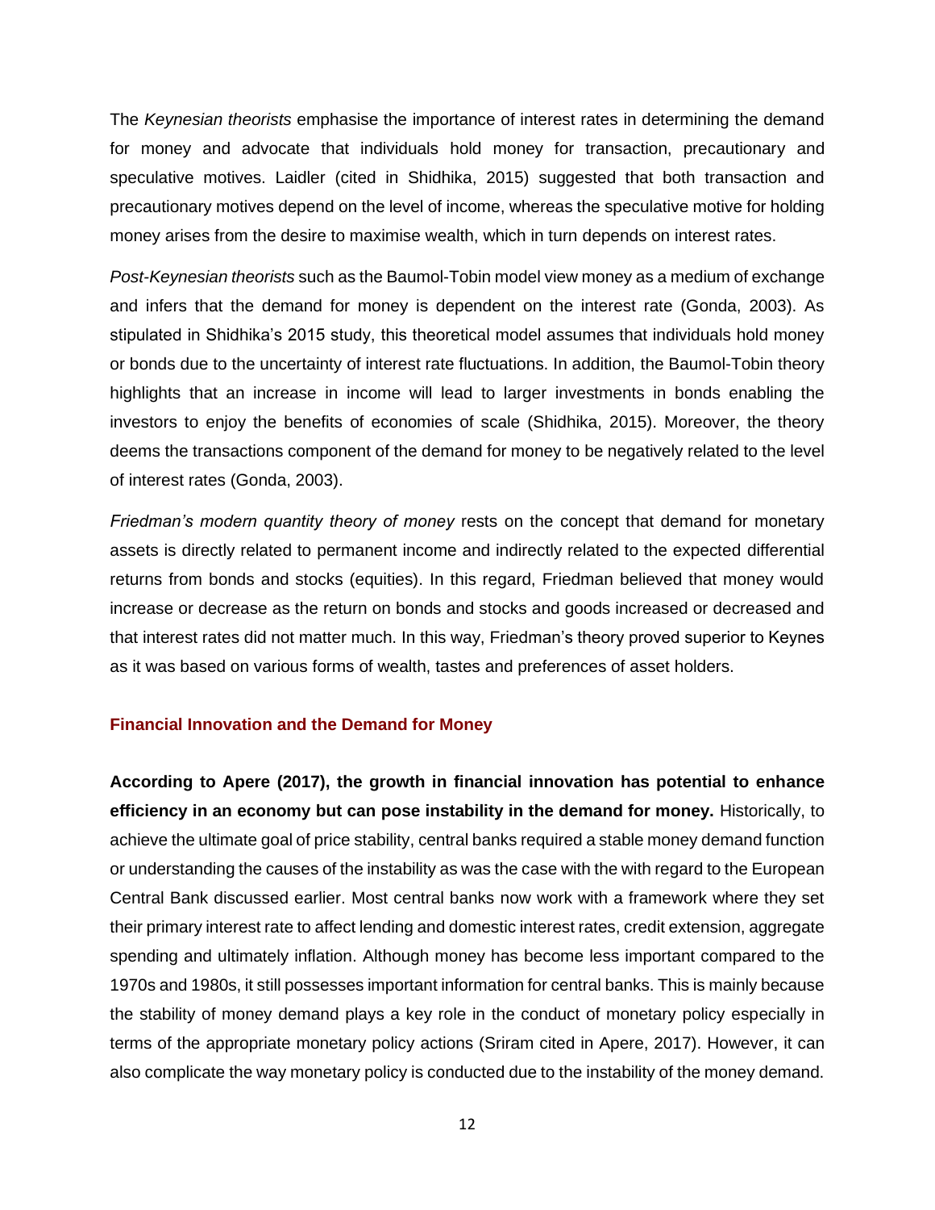The *Keynesian theorists* emphasise the importance of interest rates in determining the demand for money and advocate that individuals hold money for transaction, precautionary and speculative motives. Laidler (cited in Shidhika, 2015) suggested that both transaction and precautionary motives depend on the level of income, whereas the speculative motive for holding money arises from the desire to maximise wealth, which in turn depends on interest rates.

*Post-Keynesian theorists* such as the Baumol-Tobin model view money as a medium of exchange and infers that the demand for money is dependent on the interest rate (Gonda, 2003). As stipulated in Shidhika's 2015 study, this theoretical model assumes that individuals hold money or bonds due to the uncertainty of interest rate fluctuations. In addition, the Baumol-Tobin theory highlights that an increase in income will lead to larger investments in bonds enabling the investors to enjoy the benefits of economies of scale (Shidhika, 2015). Moreover, the theory deems the transactions component of the demand for money to be negatively related to the level of interest rates (Gonda, 2003).

*Friedman's modern quantity theory of money* rests on the concept that demand for monetary assets is directly related to permanent income and indirectly related to the expected differential returns from bonds and stocks (equities). In this regard, Friedman believed that money would increase or decrease as the return on bonds and stocks and goods increased or decreased and that interest rates did not matter much. In this way, Friedman's theory proved superior to Keynes as it was based on various forms of wealth, tastes and preferences of asset holders.

### Financial Innovation and the Demand for Money

**According to Apere (2017), the growth in financial innovation has potential to enhance efficiency in an economy but can pose instability in the demand for money.** Historically, to achieve the ultimate goal of price stability, central banks required a stable money demand function or understanding the causes of the instability as was the case with the with regard to the European Central Bank discussed earlier. Most central banks now work with a framework where they set their primary interest rate to affect lending and domestic interest rates, credit extension, aggregate spending and ultimately inflation. Although money has become less important compared to the 1970s and 1980s, it still possesses important information for central banks. This is mainly because the stability of money demand plays a key role in the conduct of monetary policy especially in terms of the appropriate monetary policy actions (Sriram cited in Apere, 2017). However, it can also complicate the way monetary policy is conducted due to the instability of the money demand.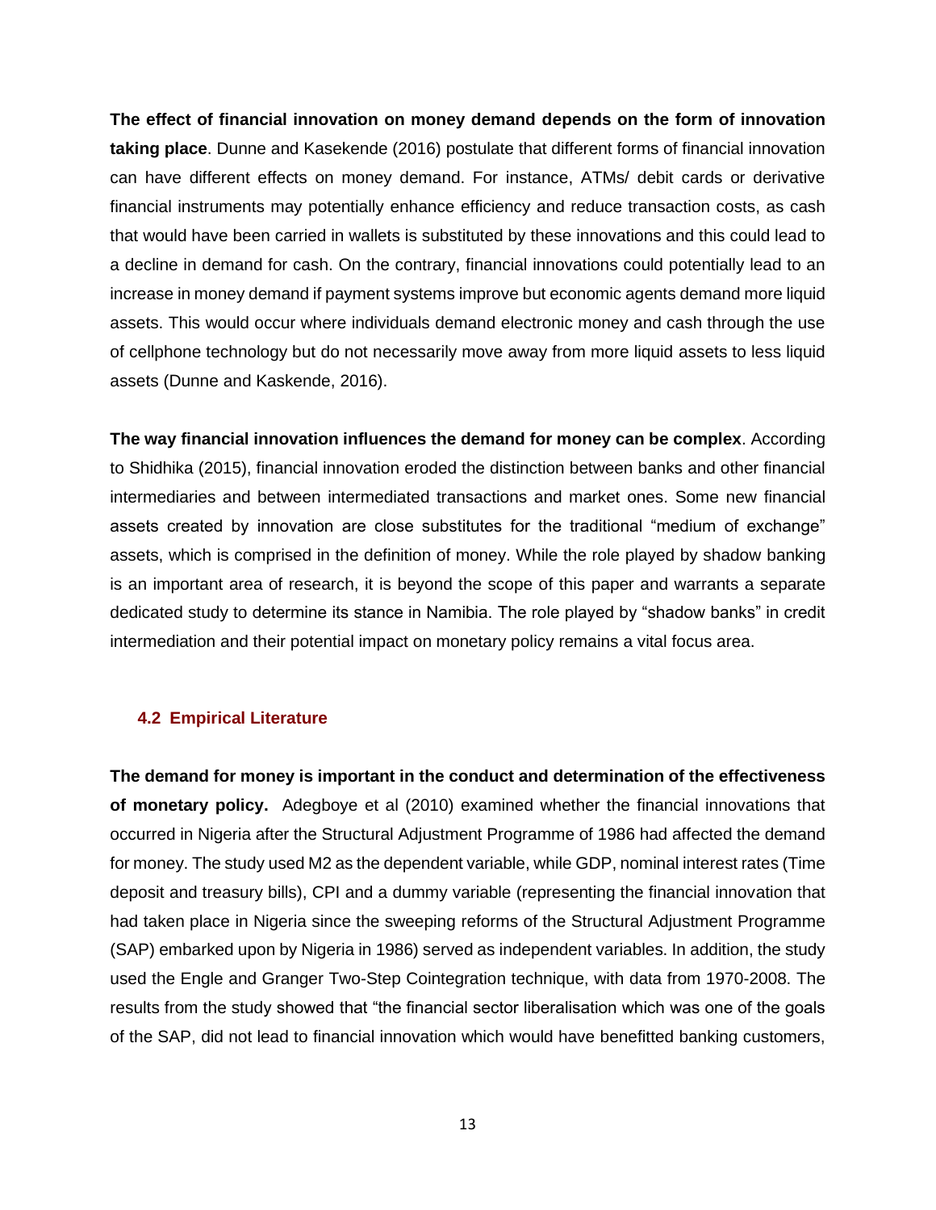**The effect of financial innovation on money demand depends on the form of innovation taking place**. Dunne and Kasekende (2016) postulate that different forms of financial innovation can have different effects on money demand. For instance, ATMs/ debit cards or derivative financial instruments may potentially enhance efficiency and reduce transaction costs, as cash that would have been carried in wallets is substituted by these innovations and this could lead to a decline in demand for cash. On the contrary, financial innovations could potentially lead to an increase in money demand if payment systems improve but economic agents demand more liquid assets. This would occur where individuals demand electronic money and cash through the use of cellphone technology but do not necessarily move away from more liquid assets to less liquid assets (Dunne and Kaskende, 2016).

**The way financial innovation influences the demand for money can be complex**. According to Shidhika (2015), financial innovation eroded the distinction between banks and other financial intermediaries and between intermediated transactions and market ones. Some new financial assets created by innovation are close substitutes for the traditional "medium of exchange" assets, which is comprised in the definition of money. While the role played by shadow banking is an important area of research, it is beyond the scope of this paper and warrants a separate dedicated study to determine its stance in Namibia. The role played by "shadow banks" in credit intermediation and their potential impact on monetary policy remains a vital focus area.

### 4.2 Empirical Literature

**The demand for money is important in the conduct and determination of the effectiveness of monetary policy.** Adegboye et al (2010) examined whether the financial innovations that occurred in Nigeria after the Structural Adjustment Programme of 1986 had affected the demand for money. The study used M2 as the dependent variable, while GDP, nominal interest rates (Time deposit and treasury bills), CPI and a dummy variable (representing the financial innovation that had taken place in Nigeria since the sweeping reforms of the Structural Adjustment Programme (SAP) embarked upon by Nigeria in 1986) served as independent variables. In addition, the study used the Engle and Granger Two-Step Cointegration technique, with data from 1970-2008. The results from the study showed that "the financial sector liberalisation which was one of the goals of the SAP, did not lead to financial innovation which would have benefitted banking customers,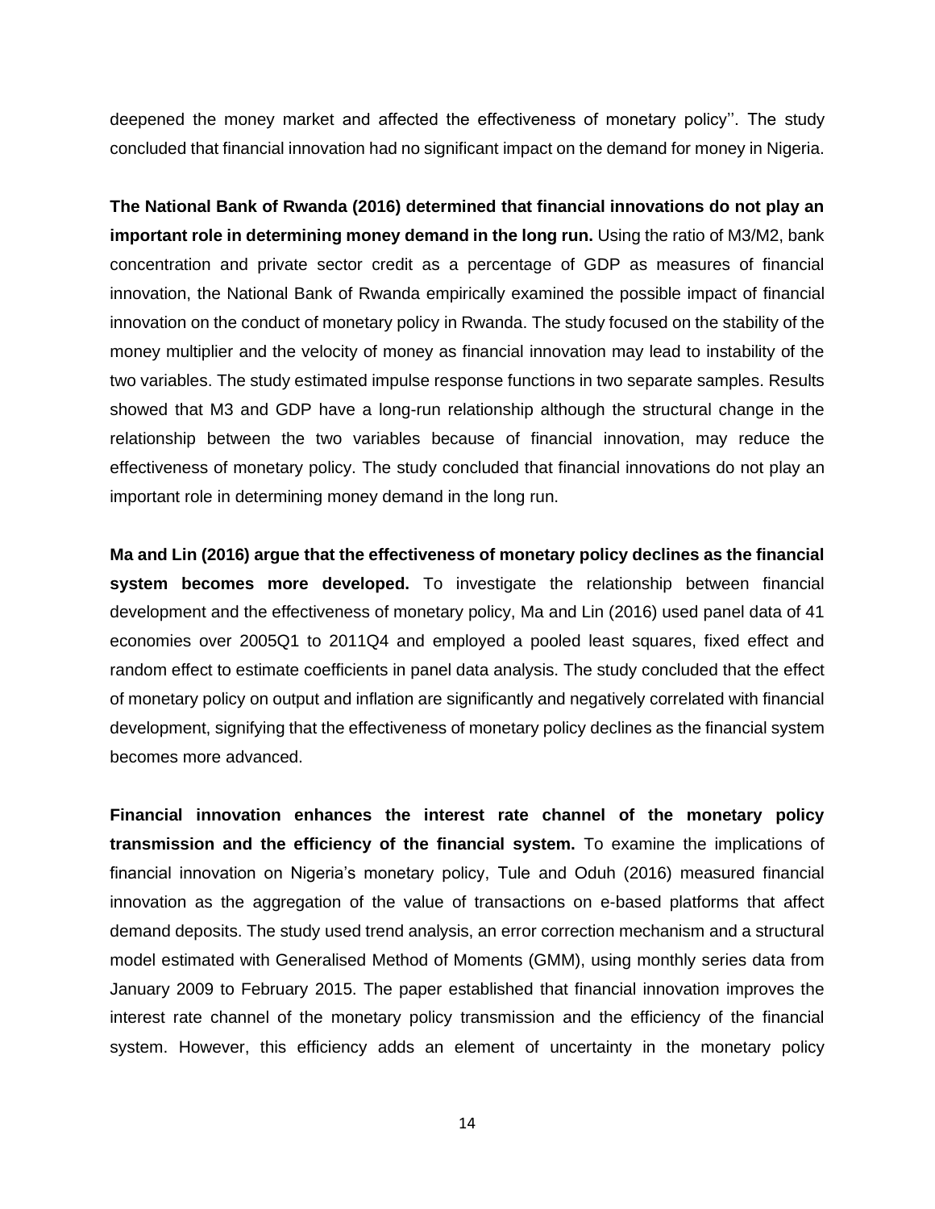deepened the money market and affected the effectiveness of monetary policy''. The study concluded that financial innovation had no significant impact on the demand for money in Nigeria.

**The National Bank of Rwanda (2016) determined that financial innovations do not play an important role in determining money demand in the long run.** Using the ratio of M3/M2, bank concentration and private sector credit as a percentage of GDP as measures of financial innovation, the National Bank of Rwanda empirically examined the possible impact of financial innovation on the conduct of monetary policy in Rwanda. The study focused on the stability of the money multiplier and the velocity of money as financial innovation may lead to instability of the two variables. The study estimated impulse response functions in two separate samples. Results showed that M3 and GDP have a long-run relationship although the structural change in the relationship between the two variables because of financial innovation, may reduce the effectiveness of monetary policy. The study concluded that financial innovations do not play an important role in determining money demand in the long run.

**Ma and Lin (2016) argue that the effectiveness of monetary policy declines as the financial system becomes more developed.** To investigate the relationship between financial development and the effectiveness of monetary policy, Ma and Lin (2016) used panel data of 41 economies over 2005Q1 to 2011Q4 and employed a pooled least squares, fixed effect and random effect to estimate coefficients in panel data analysis. The study concluded that the effect of monetary policy on output and inflation are significantly and negatively correlated with financial development, signifying that the effectiveness of monetary policy declines as the financial system becomes more advanced.

**Financial innovation enhances the interest rate channel of the monetary policy transmission and the efficiency of the financial system.** To examine the implications of financial innovation on Nigeria's monetary policy, Tule and Oduh (2016) measured financial innovation as the aggregation of the value of transactions on e-based platforms that affect demand deposits. The study used trend analysis, an error correction mechanism and a structural model estimated with Generalised Method of Moments (GMM), using monthly series data from January 2009 to February 2015. The paper established that financial innovation improves the interest rate channel of the monetary policy transmission and the efficiency of the financial system. However, this efficiency adds an element of uncertainty in the monetary policy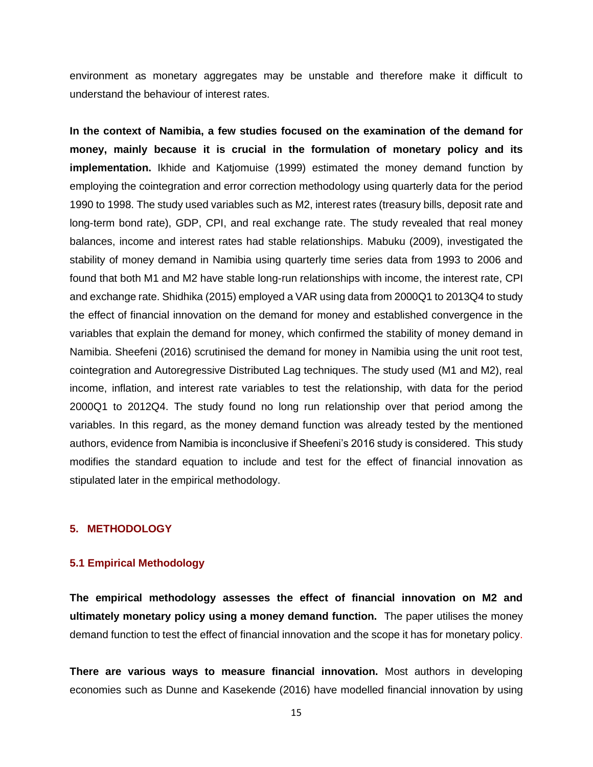environment as monetary aggregates may be unstable and therefore make it difficult to understand the behaviour of interest rates.

**In the context of Namibia, a few studies focused on the examination of the demand for money, mainly because it is crucial in the formulation of monetary policy and its implementation.** Ikhide and Katjomuise (1999) estimated the money demand function by employing the cointegration and error correction methodology using quarterly data for the period 1990 to 1998. The study used variables such as M2, interest rates (treasury bills, deposit rate and long-term bond rate), GDP, CPI, and real exchange rate. The study revealed that real money balances, income and interest rates had stable relationships. Mabuku (2009), investigated the stability of money demand in Namibia using quarterly time series data from 1993 to 2006 and found that both M1 and M2 have stable long-run relationships with income, the interest rate, CPI and exchange rate. Shidhika (2015) employed a VAR using data from 2000Q1 to 2013Q4 to study the effect of financial innovation on the demand for money and established convergence in the variables that explain the demand for money, which confirmed the stability of money demand in Namibia. Sheefeni (2016) scrutinised the demand for money in Namibia using the unit root test, cointegration and Autoregressive Distributed Lag techniques. The study used (M1 and M2), real income, inflation, and interest rate variables to test the relationship, with data for the period 2000Q1 to 2012Q4. The study found no long run relationship over that period among the variables. In this regard, as the money demand function was already tested by the mentioned authors, evidence from Namibia is inconclusive if Sheefeni's 2016 study is considered. This study modifies the standard equation to include and test for the effect of financial innovation as stipulated later in the empirical methodology.

## 5. METHODOLOGY

### 5.1 Empirical Methodology

**The empirical methodology assesses the effect of financial innovation on M2 and ultimately monetary policy using a money demand function.** The paper utilises the money demand function to test the effect of financial innovation and the scope it has for monetary policy.

**There are various ways to measure financial innovation.** Most authors in developing economies such as Dunne and Kasekende (2016) have modelled financial innovation by using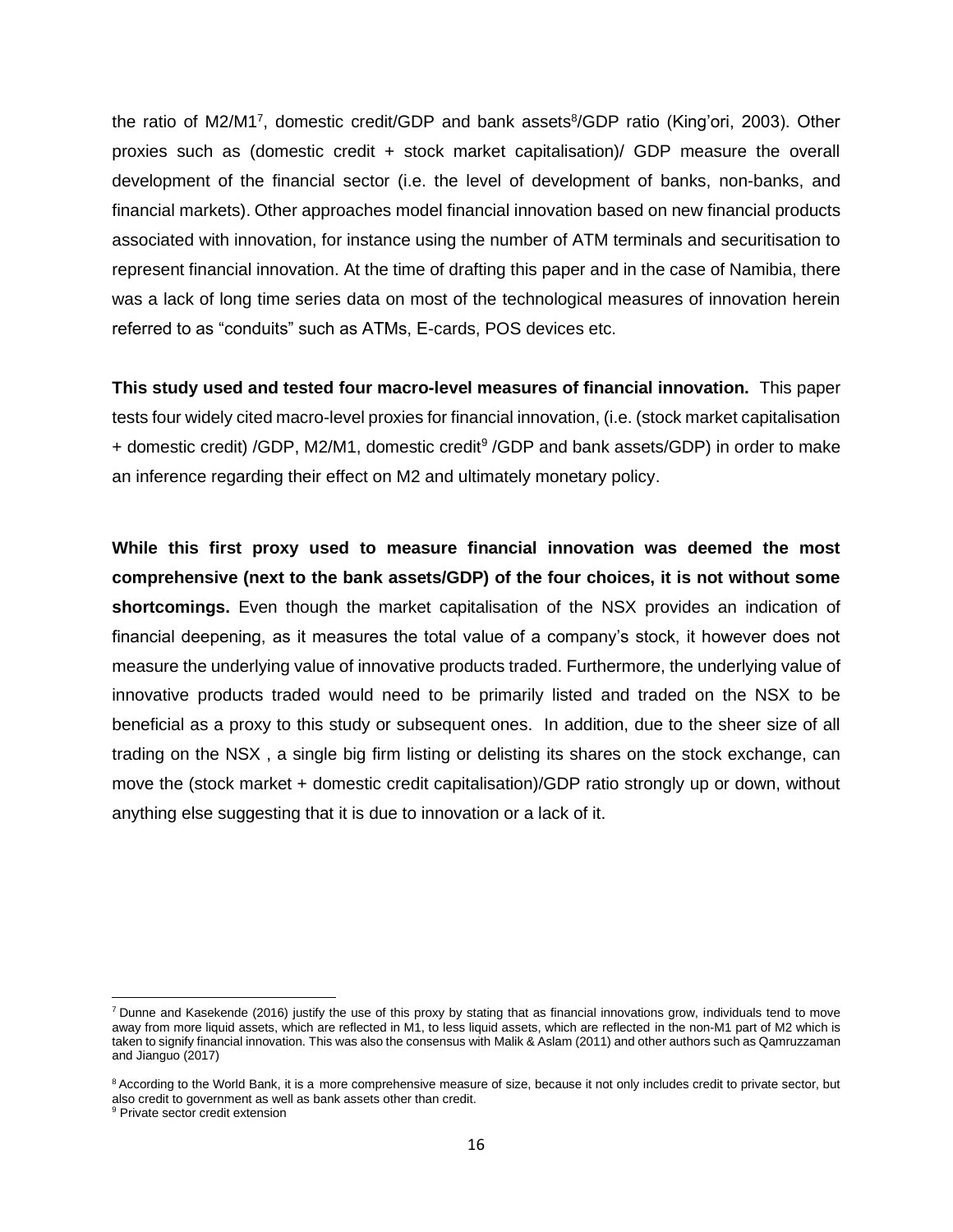the ratio of M2/M1[7], domestic credit/GDP and bank assets[8]/GDP ratio (King'ori, 2003). Other proxies such as (domestic credit + stock market capitalisation)/ GDP measure the overall development of the financial sector (i.e. the level of development of banks, non-banks, and financial markets). Other approaches model financial innovation based on new financial products associated with innovation, for instance using the number of ATM terminals and securitisation to represent financial innovation. At the time of drafting this paper and in the case of Namibia, there was a lack of long time series data on most of the technological measures of innovation herein referred to as "conduits" such as ATMs, E-cards, POS devices etc.

**This study used and tested four macro-level measures of financial innovation.** This paper tests four widely cited macro-level proxies for financial innovation, (i.e. (stock market capitalisation + domestic credit) /GDP, M2/M1, domestic credit[9] /GDP and bank assets/GDP) in order to make an inference regarding their effect on M2 and ultimately monetary policy.

**While this first proxy used to measure financial innovation was deemed the most comprehensive (next to the bank assets/GDP) of the four choices, it is not without some shortcomings.** Even though the market capitalisation of the NSX provides an indication of financial deepening, as it measures the total value of a company's stock, it however does not measure the underlying value of innovative products traded. Furthermore, the underlying value of innovative products traded would need to be primarily listed and traded on the NSX to be beneficial as a proxy to this study or subsequent ones. In addition, due to the sheer size of all trading on the NSX , a single big firm listing or delisting its shares on the stock exchange, can move the (stock market + domestic credit capitalisation)/GDP ratio strongly up or down, without anything else suggesting that it is due to innovation or a lack of it.

---

[7] Dunne and Kasekende (2016) justify the use of this proxy by stating that as financial innovations grow, individuals tend to move away from more liquid assets, which are reflected in M1, to less liquid assets, which are reflected in the non-M1 part of M2 which is taken to signify financial innovation. This was also the consensus with Malik & Aslam (2011) and other authors such as Qamruzzaman and Jianguo (2017)

[8] According to the World Bank, it is a more comprehensive measure of size, because it not only includes credit to private sector, but also credit to government as well as bank assets other than credit.

[9] Private sector credit extension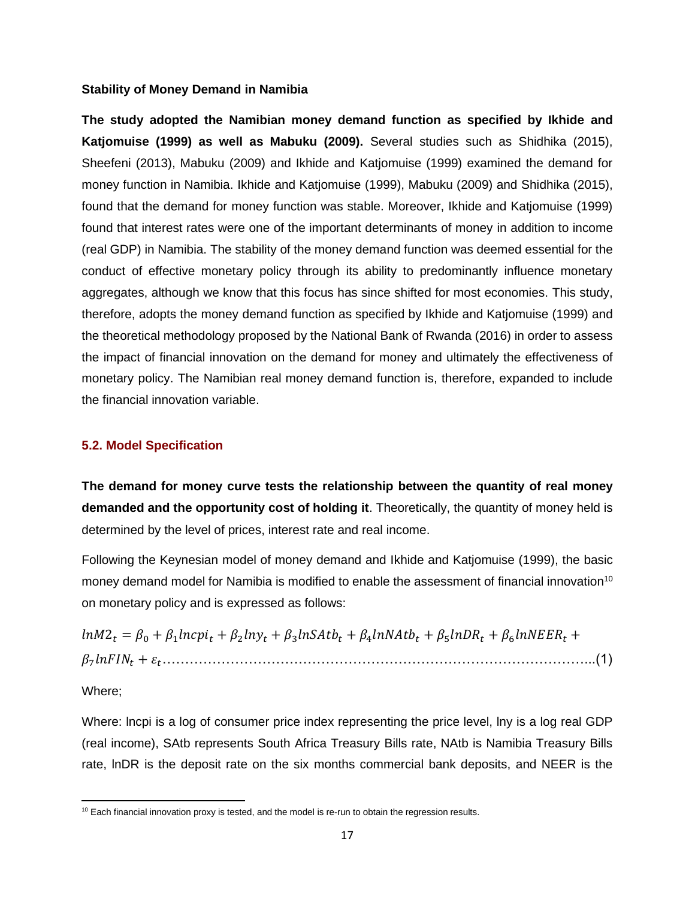**Stability of Money Demand in Namibia**

**The study adopted the Namibian money demand function as specified by Ikhide and Katjomuise (1999) as well as Mabuku (2009).** Several studies such as Shidhika (2015), Sheefeni (2013), Mabuku (2009) and Ikhide and Katjomuise (1999) examined the demand for money function in Namibia. Ikhide and Katjomuise (1999), Mabuku (2009) and Shidhika (2015), found that the demand for money function was stable. Moreover, Ikhide and Katjomuise (1999) found that interest rates were one of the important determinants of money in addition to income (real GDP) in Namibia. The stability of the money demand function was deemed essential for the conduct of effective monetary policy through its ability to predominantly influence monetary aggregates, although we know that this focus has since shifted for most economies. This study, therefore, adopts the money demand function as specified by Ikhide and Katjomuise (1999) and the theoretical methodology proposed by the National Bank of Rwanda (2016) in order to assess the impact of financial innovation on the demand for money and ultimately the effectiveness of monetary policy. The Namibian real money demand function is, therefore, expanded to include the financial innovation variable.

## 5.2. Model Specification

**The demand for money curve tests the relationship between the quantity of real money demanded and the opportunity cost of holding it**. Theoretically, the quantity of money held is determined by the level of prices, interest rate and real income.

Following the Keynesian model of money demand and Ikhide and Katjomuise (1999), the basic money demand model for Namibia is modified to enable the assessment of financial innovation[10] on monetary policy and is expressed as follows:

$$lnM2_t = \beta_0 + \beta_1 lncpi_t + \beta_2 lny_t + \beta_3 lnSAtb_t + \beta_4 lnNAtb_t + \beta_5 lnDR_t + \beta_6 lnNEER_t + \beta_7 lnFIN_t + \varepsilon_t \quad \text{......(1)}$$

Where;

Where: lncpi is a log of consumer price index representing the price level, lny is a log real GDP (real income), SAtb represents South Africa Treasury Bills rate, NAtb is Namibia Treasury Bills rate, lnDR is the deposit rate on the six months commercial bank deposits, and NEER is the

[10] Each financial innovation proxy is tested, and the model is re-run to obtain the regression results.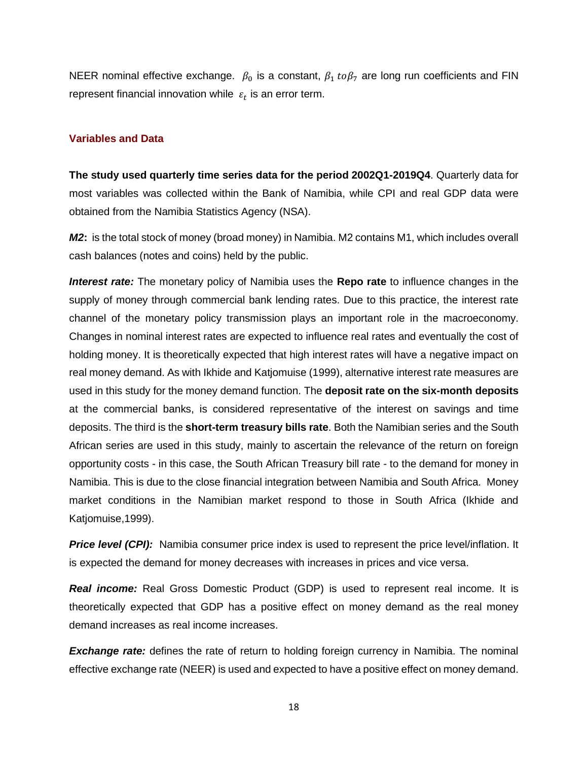NEER nominal effective exchange. $\beta_0$ is a constant, $\beta_1$ $to\beta_7$ are long run coefficients and FIN represent financial innovation while $\varepsilon_t$ is an error term.

### Variables and Data

**The study used quarterly time series data for the period 2002Q1-2019Q4**. Quarterly data for most variables was collected within the Bank of Namibia, while CPI and real GDP data were obtained from the Namibia Statistics Agency (NSA).

***M2*****:** is the total stock of money (broad money) in Namibia. M2 contains M1, which includes overall cash balances (notes and coins) held by the public.

***Interest rate:*** The monetary policy of Namibia uses the **Repo rate** to influence changes in the supply of money through commercial bank lending rates. Due to this practice, the interest rate channel of the monetary policy transmission plays an important role in the macroeconomy. Changes in nominal interest rates are expected to influence real rates and eventually the cost of holding money. It is theoretically expected that high interest rates will have a negative impact on real money demand. As with Ikhide and Katjomuise (1999), alternative interest rate measures are used in this study for the money demand function. The **deposit rate on the six-month deposits** at the commercial banks, is considered representative of the interest on savings and time deposits. The third is the **short-term treasury bills rate**. Both the Namibian series and the South African series are used in this study, mainly to ascertain the relevance of the return on foreign opportunity costs - in this case, the South African Treasury bill rate - to the demand for money in Namibia. This is due to the close financial integration between Namibia and South Africa. Money market conditions in the Namibian market respond to those in South Africa (Ikhide and Katjomuise,1999).

***Price level (CPI):*** Namibia consumer price index is used to represent the price level/inflation. It is expected the demand for money decreases with increases in prices and vice versa.

***Real income:*** Real Gross Domestic Product (GDP) is used to represent real income. It is theoretically expected that GDP has a positive effect on money demand as the real money demand increases as real income increases.

***Exchange rate:*** defines the rate of return to holding foreign currency in Namibia. The nominal effective exchange rate (NEER) is used and expected to have a positive effect on money demand.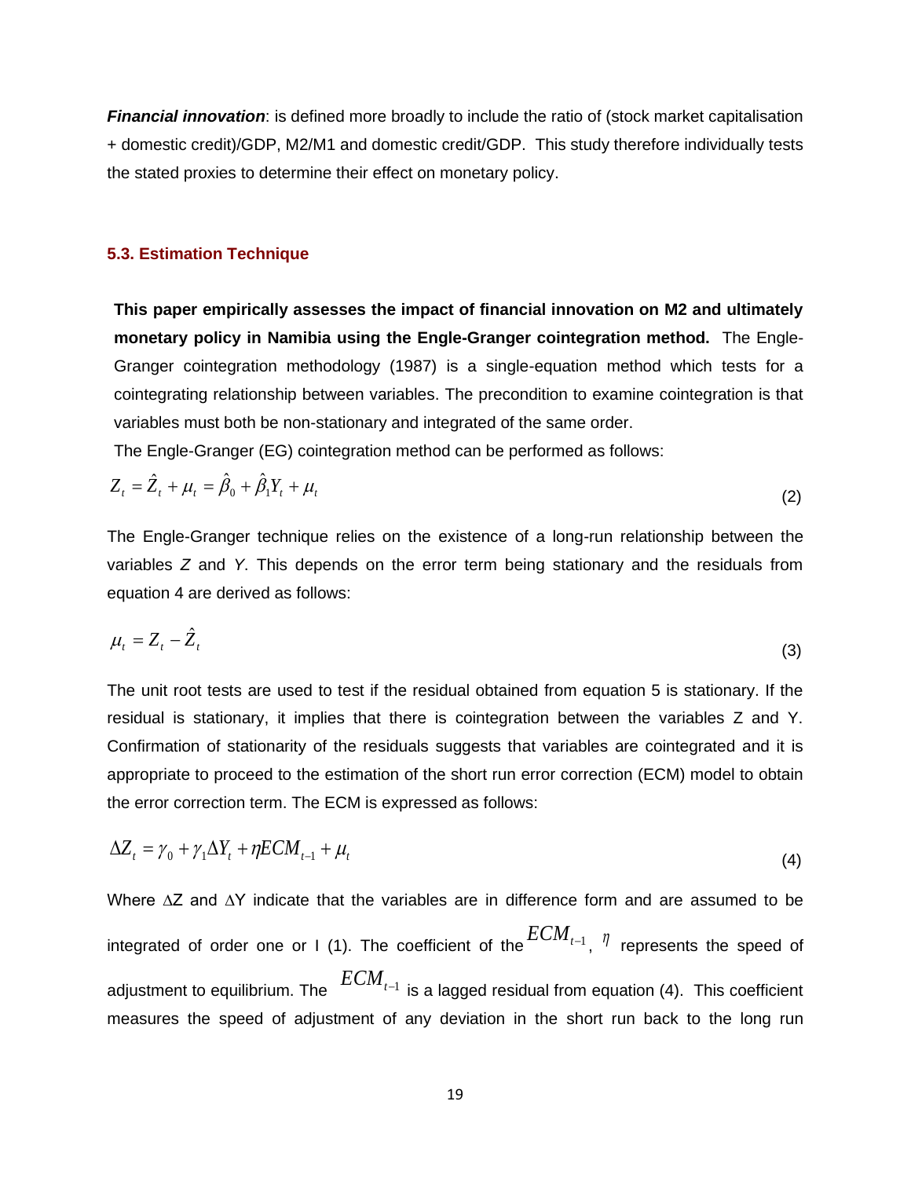***Financial innovation***: is defined more broadly to include the ratio of (stock market capitalisation + domestic credit)/GDP, M2/M1 and domestic credit/GDP. This study therefore individually tests the stated proxies to determine their effect on monetary policy.

### 5.3. Estimation Technique

**This paper empirically assesses the impact of financial innovation on M2 and ultimately monetary policy in Namibia using the Engle-Granger cointegration method.** The Engle-Granger cointegration methodology (1987) is a single-equation method which tests for a cointegrating relationship between variables. The precondition to examine cointegration is that variables must both be non-stationary and integrated of the same order.

The Engle-Granger (EG) cointegration method can be performed as follows:

$$Z_t = \hat{Z}_t + \mu_t = \hat{\beta}_0 + \hat{\beta}_1 Y_t + \mu_t \tag{2}$$

The Engle-Granger technique relies on the existence of a long-run relationship between the variables *Z* and *Y*. This depends on the error term being stationary and the residuals from equation 4 are derived as follows:

$$\mu_t = Z_t - \hat{Z}_t \tag{3}$$

The unit root tests are used to test if the residual obtained from equation 5 is stationary. If the residual is stationary, it implies that there is cointegration between the variables Z and Y. Confirmation of stationarity of the residuals suggests that variables are cointegrated and it is appropriate to proceed to the estimation of the short run error correction (ECM) model to obtain the error correction term. The ECM is expressed as follows:

$$\Delta Z_t = \gamma_0 + \gamma_1 \Delta Y_t + \eta ECM_{t-1} + \mu_t \tag{4}$$

Where $\Delta Z$ and $\Delta Y$ indicate that the variables are in difference form and are assumed to be integrated of order one or I (1). The coefficient of the $ECM_{t-1}$, $\eta$ represents the speed of adjustment to equilibrium. The $ECM_{t-1}$ is a lagged residual from equation (4). This coefficient measures the speed of adjustment of any deviation in the short run back to the long run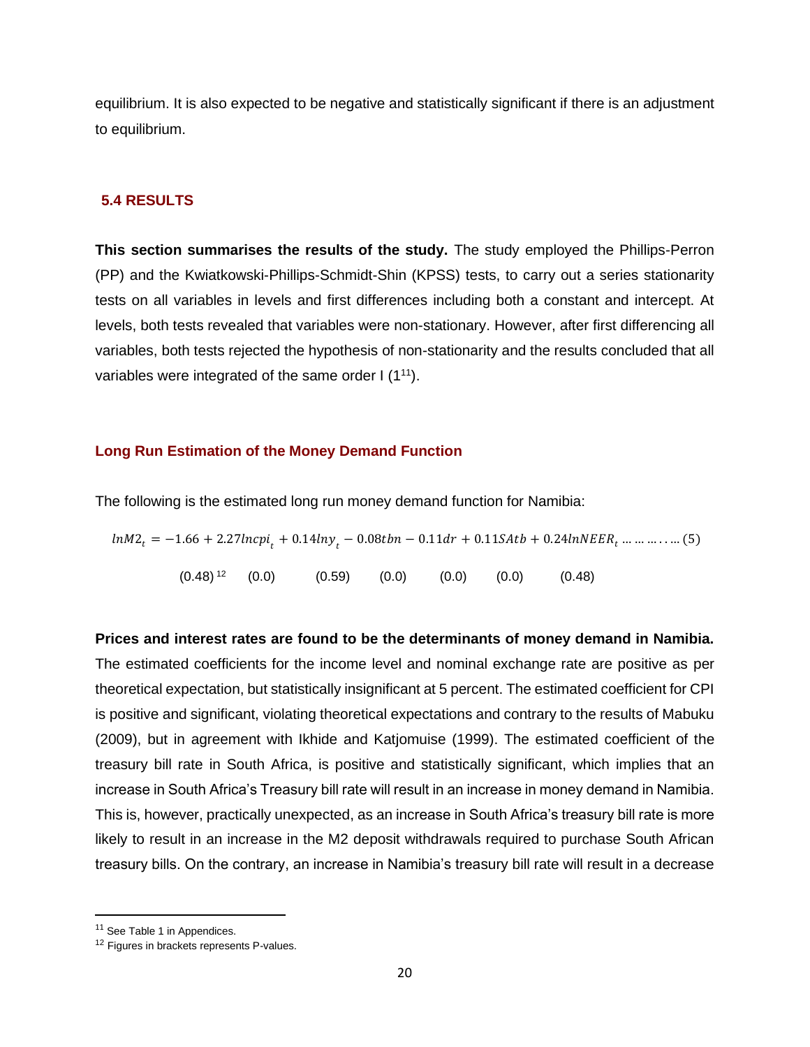equilibrium. It is also expected to be negative and statistically significant if there is an adjustment to equilibrium.

## 5.4 RESULTS

**This section summarises the results of the study.** The study employed the Phillips-Perron (PP) and the Kwiatkowski-Phillips-Schmidt-Shin (KPSS) tests, to carry out a series stationarity tests on all variables in levels and first differences including both a constant and intercept. At levels, both tests revealed that variables were non-stationary. However, after first differencing all variables, both tests rejected the hypothesis of non-stationarity and the results concluded that all variables were integrated of the same order I (1[11]).

### Long Run Estimation of the Money Demand Function

The following is the estimated long run money demand function for Namibia:

$$lnM2_t = -1.66 + 2.27lncpi_t + 0.14lny_t - 0.08tbn - 0.11dr + 0.11SAtb + 0.24lnNEER_t \dots\dots\dots\dots (5)$$

(0.48)[12] (0.0) (0.59) (0.0) (0.0) (0.0) (0.48)

**Prices and interest rates are found to be the determinants of money demand in Namibia.** The estimated coefficients for the income level and nominal exchange rate are positive as per theoretical expectation, but statistically insignificant at 5 percent. The estimated coefficient for CPI is positive and significant, violating theoretical expectations and contrary to the results of Mabuku (2009), but in agreement with Ikhide and Katjomuise (1999). The estimated coefficient of the treasury bill rate in South Africa, is positive and statistically significant, which implies that an increase in South Africa's Treasury bill rate will result in an increase in money demand in Namibia. This is, however, practically unexpected, as an increase in South Africa's treasury bill rate is more likely to result in an increase in the M2 deposit withdrawals required to purchase South African treasury bills. On the contrary, an increase in Namibia's treasury bill rate will result in a decrease

[11] See Table 1 in Appendices.

[12] Figures in brackets represents P-values.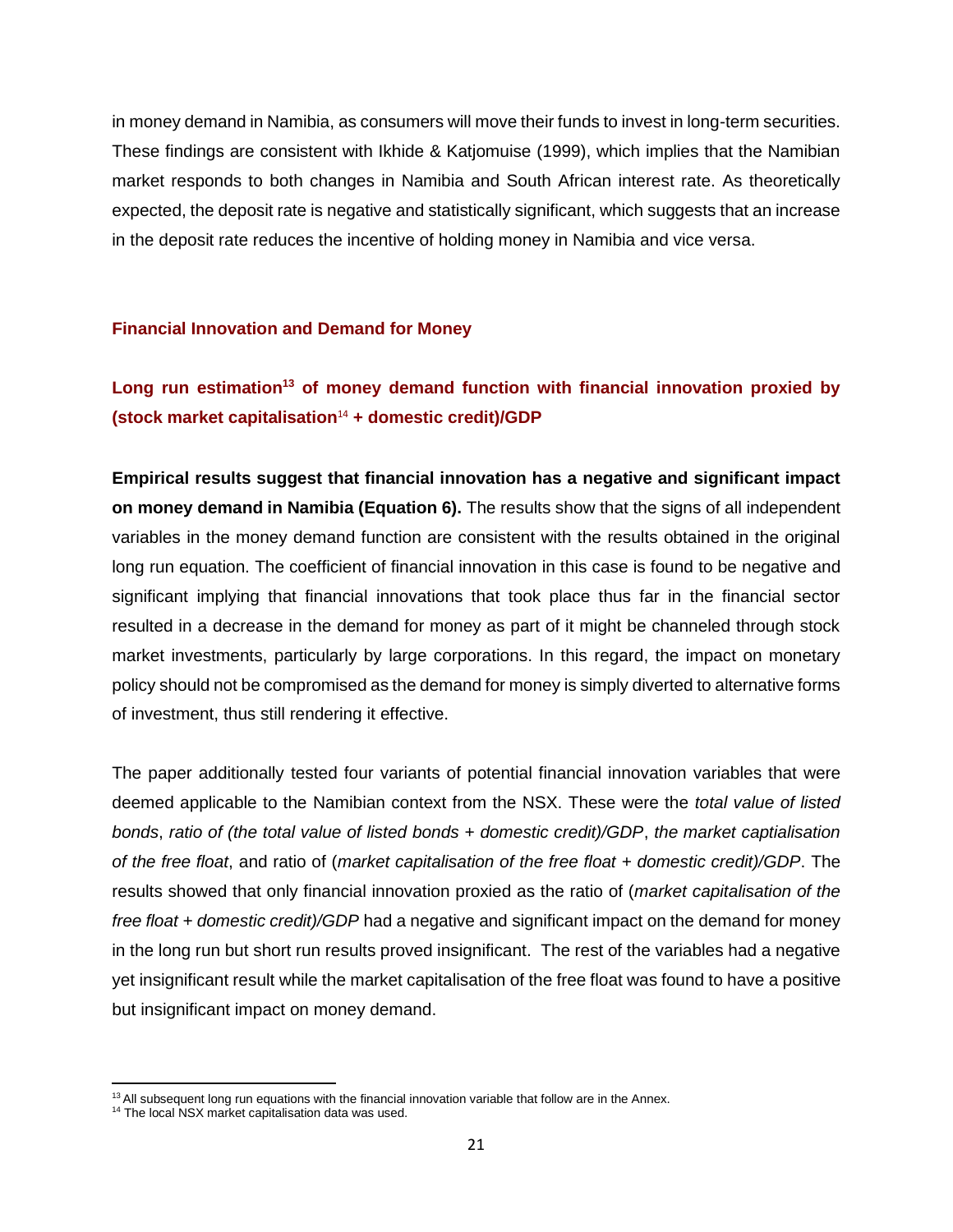in money demand in Namibia, as consumers will move their funds to invest in long-term securities. These findings are consistent with Ikhide & Katjomuise (1999), which implies that the Namibian market responds to both changes in Namibia and South African interest rate. As theoretically expected, the deposit rate is negative and statistically significant, which suggests that an increase in the deposit rate reduces the incentive of holding money in Namibia and vice versa.

## Financial Innovation and Demand for Money

### Long run estimation[13] of money demand function with financial innovation proxied by (stock market capitalisation[14] + domestic credit)/GDP

**Empirical results suggest that financial innovation has a negative and significant impact on money demand in Namibia (Equation 6).** The results show that the signs of all independent variables in the money demand function are consistent with the results obtained in the original long run equation. The coefficient of financial innovation in this case is found to be negative and significant implying that financial innovations that took place thus far in the financial sector resulted in a decrease in the demand for money as part of it might be channeled through stock market investments, particularly by large corporations. In this regard, the impact on monetary policy should not be compromised as the demand for money is simply diverted to alternative forms of investment, thus still rendering it effective.

The paper additionally tested four variants of potential financial innovation variables that were deemed applicable to the Namibian context from the NSX. These were the *total value of listed bonds*, *ratio of (the total value of listed bonds + domestic credit)/GDP*, *the market captialisation of the free float*, and ratio of (*market capitalisation of the free float + domestic credit)/GDP*. The results showed that only financial innovation proxied as the ratio of (*market capitalisation of the free float + domestic credit)/GDP* had a negative and significant impact on the demand for money in the long run but short run results proved insignificant. The rest of the variables had a negative yet insignificant result while the market capitalisation of the free float was found to have a positive but insignificant impact on money demand.

---

[13] All subsequent long run equations with the financial innovation variable that follow are in the Annex.

[14] The local NSX market capitalisation data was used.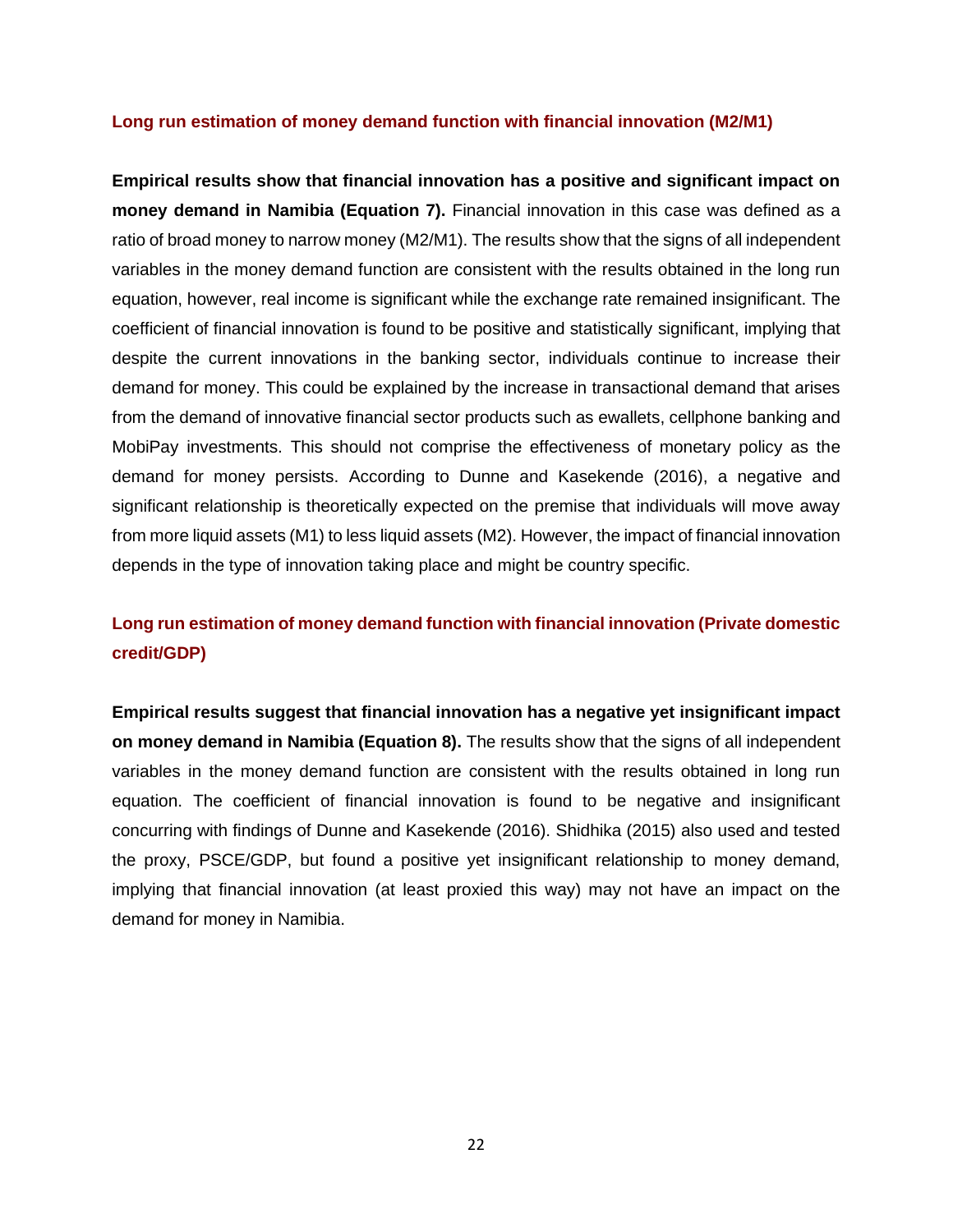### Long run estimation of money demand function with financial innovation (M2/M1)

**Empirical results show that financial innovation has a positive and significant impact on money demand in Namibia (Equation 7).** Financial innovation in this case was defined as a ratio of broad money to narrow money (M2/M1). The results show that the signs of all independent variables in the money demand function are consistent with the results obtained in the long run equation, however, real income is significant while the exchange rate remained insignificant. The coefficient of financial innovation is found to be positive and statistically significant, implying that despite the current innovations in the banking sector, individuals continue to increase their demand for money. This could be explained by the increase in transactional demand that arises from the demand of innovative financial sector products such as ewallets, cellphone banking and MobiPay investments. This should not comprise the effectiveness of monetary policy as the demand for money persists. According to Dunne and Kasekende (2016), a negative and significant relationship is theoretically expected on the premise that individuals will move away from more liquid assets (M1) to less liquid assets (M2). However, the impact of financial innovation depends in the type of innovation taking place and might be country specific.

### Long run estimation of money demand function with financial innovation (Private domestic credit/GDP)

**Empirical results suggest that financial innovation has a negative yet insignificant impact on money demand in Namibia (Equation 8).** The results show that the signs of all independent variables in the money demand function are consistent with the results obtained in long run equation. The coefficient of financial innovation is found to be negative and insignificant concurring with findings of Dunne and Kasekende (2016). Shidhika (2015) also used and tested the proxy, PSCE/GDP, but found a positive yet insignificant relationship to money demand, implying that financial innovation (at least proxied this way) may not have an impact on the demand for money in Namibia.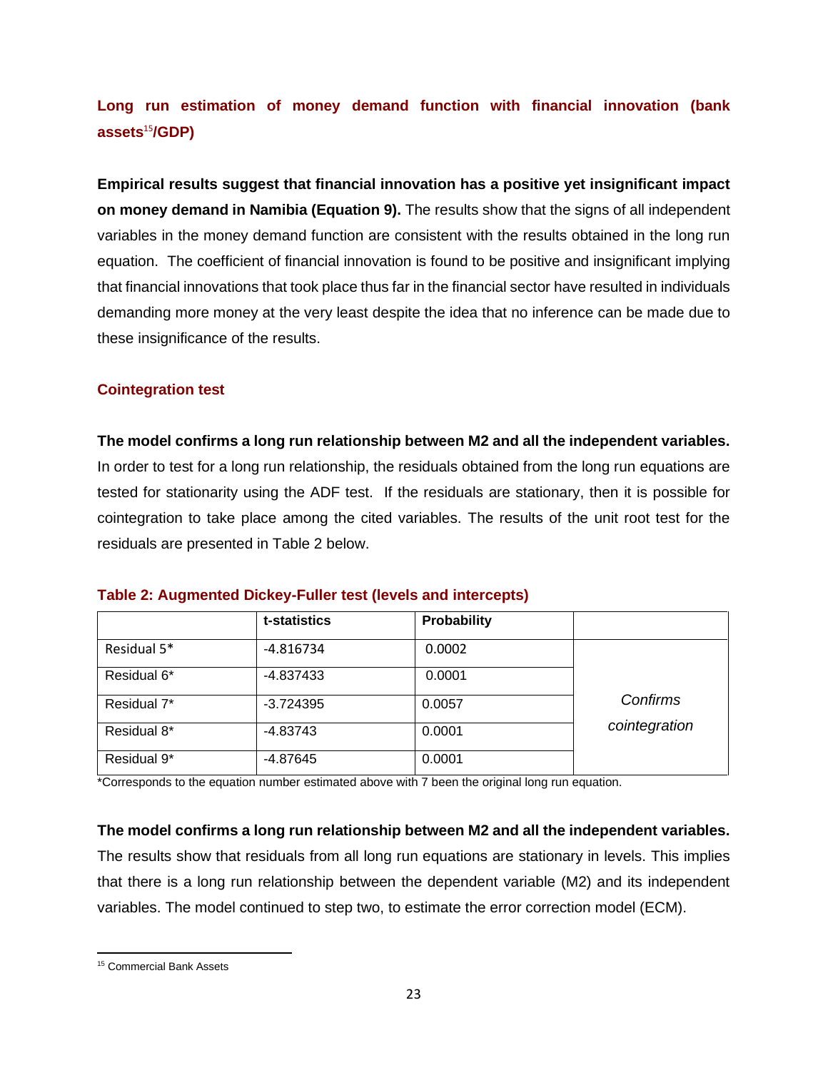### Long run estimation of money demand function with financial innovation (bank assets[15]/GDP)

**Empirical results suggest that financial innovation has a positive yet insignificant impact on money demand in Namibia (Equation 9).** The results show that the signs of all independent variables in the money demand function are consistent with the results obtained in the long run equation. The coefficient of financial innovation is found to be positive and insignificant implying that financial innovations that took place thus far in the financial sector have resulted in individuals demanding more money at the very least despite the idea that no inference can be made due to these insignificance of the results.

### Cointegration test

**The model confirms a long run relationship between M2 and all the independent variables.** In order to test for a long run relationship, the residuals obtained from the long run equations are tested for stationarity using the ADF test. If the residuals are stationary, then it is possible for cointegration to take place among the cited variables. The results of the unit root test for the residuals are presented in Table 2 below.

**Table 2: Augmented Dickey-Fuller test (levels and intercepts)**

| | t-statistics | Probability | |
|---|---|---|---|
| Residual 5* | -4.816734 | 0.0002 | |
| Residual 6* | -4.837433 | 0.0001 | |
| Residual 7* | -3.724395 | 0.0057 | *Confirms cointegration* |
| Residual 8* | -4.83743 | 0.0001 | |
| Residual 9* | -4.87645 | 0.0001 | |

*Corresponds to the equation number estimated above with 7 been the original long run equation.

**The model confirms a long run relationship between M2 and all the independent variables.** The results show that residuals from all long run equations are stationary in levels. This implies that there is a long run relationship between the dependent variable (M2) and its independent variables. The model continued to step two, to estimate the error correction model (ECM).

[15] Commercial Bank Assets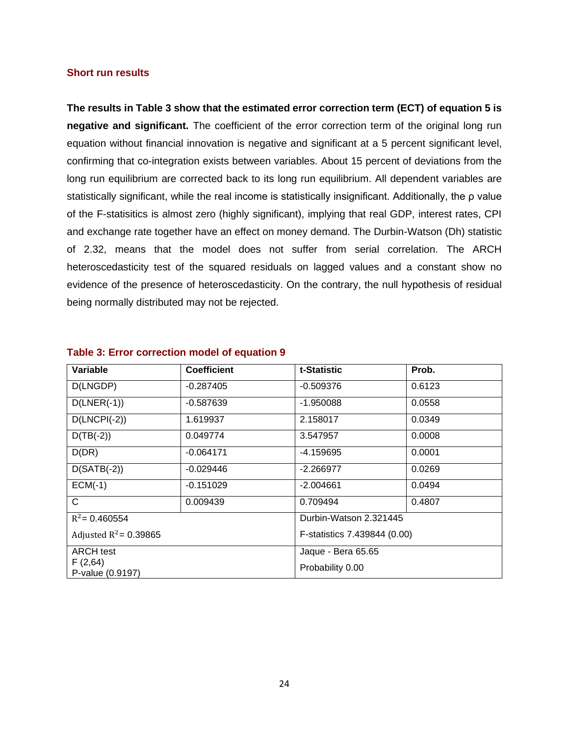### Short run results

**The results in Table 3 show that the estimated error correction term (ECT) of equation 5 is negative and significant.** The coefficient of the error correction term of the original long run equation without financial innovation is negative and significant at a 5 percent significant level, confirming that co-integration exists between variables. About 15 percent of deviations from the long run equilibrium are corrected back to its long run equilibrium. All dependent variables are statistically significant, while the real income is statistically insignificant. Additionally, the ρ value of the F-statisitics is almost zero (highly significant), implying that real GDP, interest rates, CPI and exchange rate together have an effect on money demand. The Durbin-Watson (Dh) statistic of 2.32, means that the model does not suffer from serial correlation. The ARCH heteroscedasticity test of the squared residuals on lagged values and a constant show no evidence of the presence of heteroscedasticity. On the contrary, the null hypothesis of residual being normally distributed may not be rejected.

**Table 3: Error correction model of equation 9**

| Variable | Coefficient | t-Statistic | Prob. |
|---|---|---|---|
| D(LNGDP) | -0.287405 | -0.509376 | 0.6123 |
| D(LNER(-1)) | -0.587639 | -1.950088 | 0.0558 |
| D(LNCPI(-2)) | 1.619937 | 2.158017 | 0.0349 |
| D(TB(-2)) | 0.049774 | 3.547957 | 0.0008 |
| D(DR) | -0.064171 | -4.159695 | 0.0001 |
| D(SATB(-2)) | -0.029446 | -2.266977 | 0.0269 |
| ECM(-1) | -0.151029 | -2.004661 | 0.0494 |
| C | 0.009439 | 0.709494 | 0.4807 |
| $R^2$ = 0.460554<br>Adjusted $R^2$ = 0.39865 | | Durbin-Watson 2.321445<br>F-statistics 7.439844 (0.00) | |
| ARCH test<br>F (2,64)<br>P-value (0.9197) | | Jaque - Bera 65.65<br>Probability 0.00 | |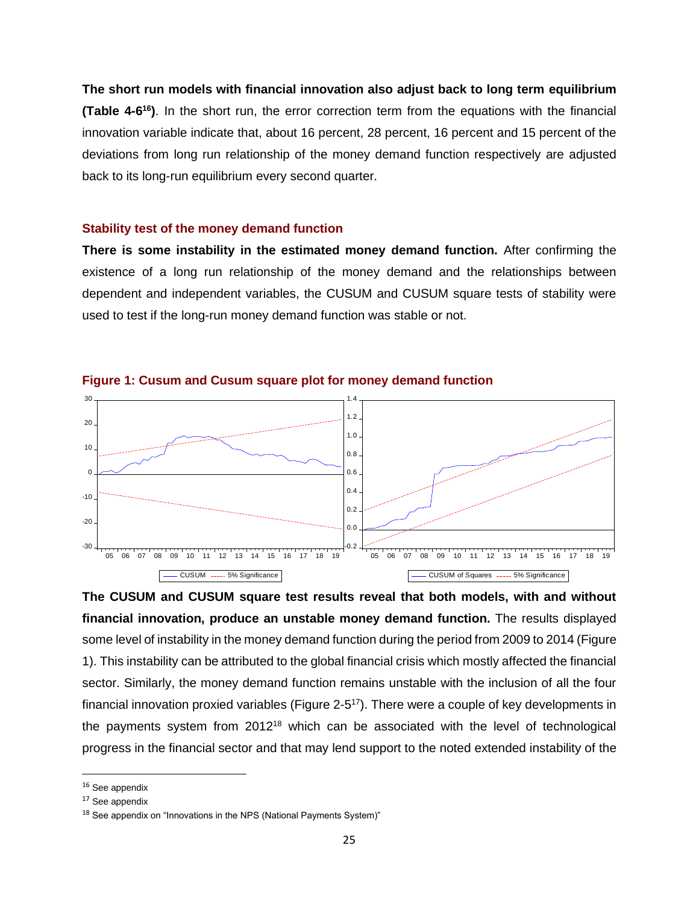**The short run models with financial innovation also adjust back to long term equilibrium (Table 4-6[16])**. In the short run, the error correction term from the equations with the financial innovation variable indicate that, about 16 percent, 28 percent, 16 percent and 15 percent of the deviations from long run relationship of the money demand function respectively are adjusted back to its long-run equilibrium every second quarter.

## Stability test of the money demand function

**There is some instability in the estimated money demand function.** After confirming the existence of a long run relationship of the money demand and the relationships between dependent and independent variables, the CUSUM and CUSUM square tests of stability were used to test if the long-run money demand function was stable or not.

**Figure 1: Cusum and Cusum square plot for money demand function**

**The CUSUM and CUSUM square test results reveal that both models, with and without financial innovation, produce an unstable money demand function.** The results displayed some level of instability in the money demand function during the period from 2009 to 2014 (Figure 1). This instability can be attributed to the global financial crisis which mostly affected the financial sector. Similarly, the money demand function remains unstable with the inclusion of all the four financial innovation proxied variables (Figure 2-5[17]). There were a couple of key developments in the payments system from 2012[18] which can be associated with the level of technological progress in the financial sector and that may lend support to the noted extended instability of the

[16] See appendix

[17] See appendix

[18] See appendix on "Innovations in the NPS (National Payments System)"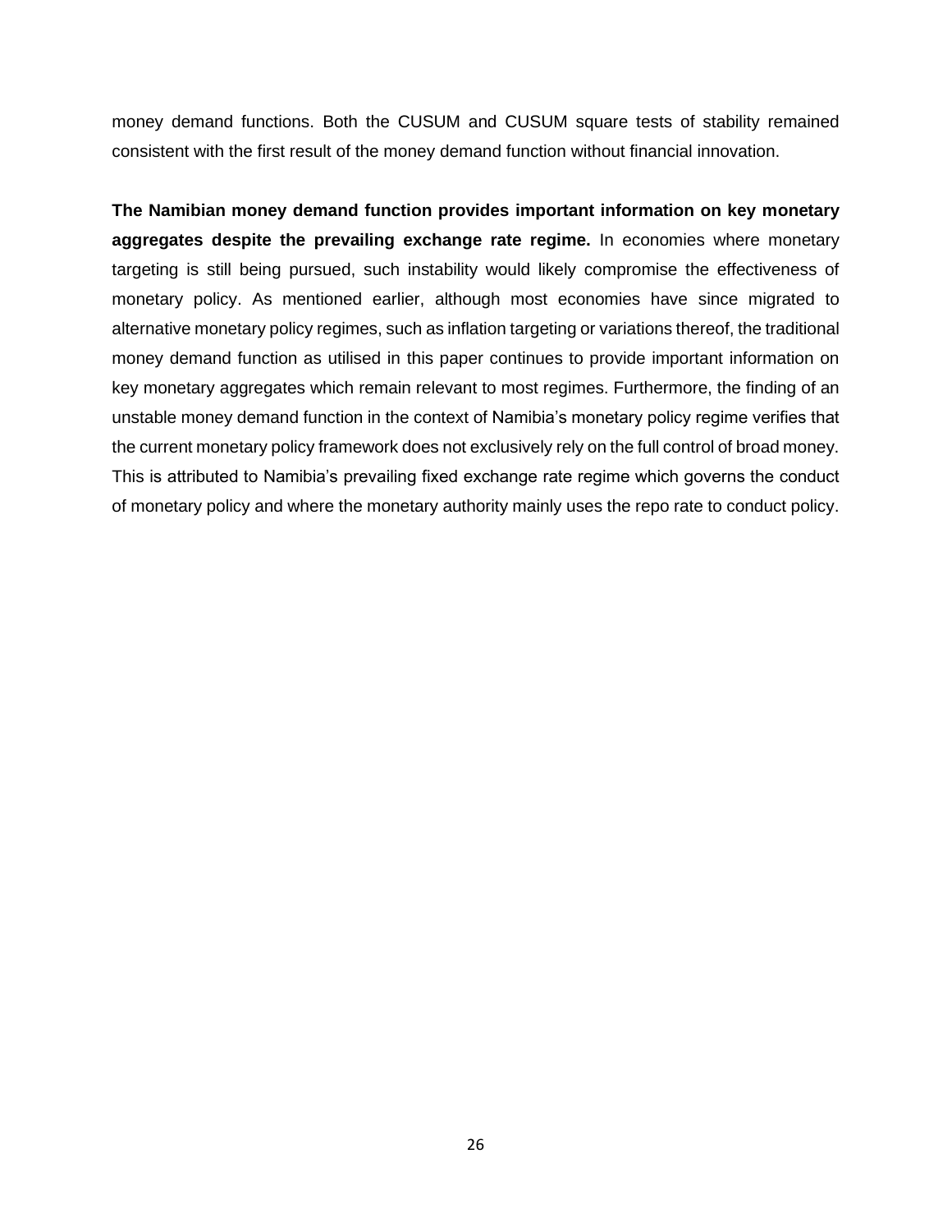money demand functions. Both the CUSUM and CUSUM square tests of stability remained consistent with the first result of the money demand function without financial innovation.

**The Namibian money demand function provides important information on key monetary aggregates despite the prevailing exchange rate regime.** In economies where monetary targeting is still being pursued, such instability would likely compromise the effectiveness of monetary policy. As mentioned earlier, although most economies have since migrated to alternative monetary policy regimes, such as inflation targeting or variations thereof, the traditional money demand function as utilised in this paper continues to provide important information on key monetary aggregates which remain relevant to most regimes. Furthermore, the finding of an unstable money demand function in the context of Namibia's monetary policy regime verifies that the current monetary policy framework does not exclusively rely on the full control of broad money. This is attributed to Namibia's prevailing fixed exchange rate regime which governs the conduct of monetary policy and where the monetary authority mainly uses the repo rate to conduct policy.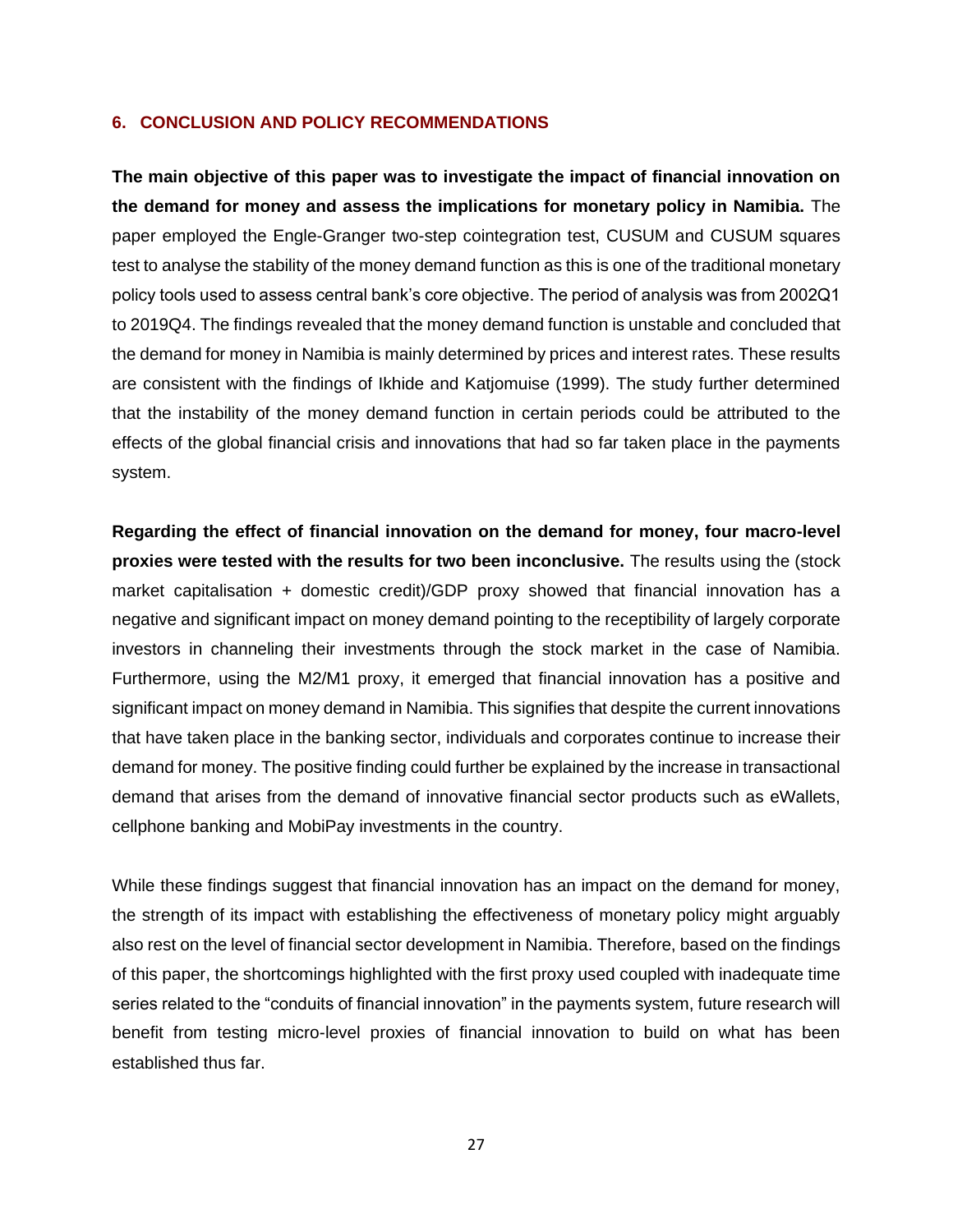## 6. CONCLUSION AND POLICY RECOMMENDATIONS

**The main objective of this paper was to investigate the impact of financial innovation on the demand for money and assess the implications for monetary policy in Namibia.** The paper employed the Engle-Granger two-step cointegration test, CUSUM and CUSUM squares test to analyse the stability of the money demand function as this is one of the traditional monetary policy tools used to assess central bank's core objective. The period of analysis was from 2002Q1 to 2019Q4. The findings revealed that the money demand function is unstable and concluded that the demand for money in Namibia is mainly determined by prices and interest rates. These results are consistent with the findings of Ikhide and Katjomuise (1999). The study further determined that the instability of the money demand function in certain periods could be attributed to the effects of the global financial crisis and innovations that had so far taken place in the payments system.

**Regarding the effect of financial innovation on the demand for money, four macro-level proxies were tested with the results for two been inconclusive.** The results using the (stock market capitalisation + domestic credit)/GDP proxy showed that financial innovation has a negative and significant impact on money demand pointing to the receptibility of largely corporate investors in channeling their investments through the stock market in the case of Namibia. Furthermore, using the M2/M1 proxy, it emerged that financial innovation has a positive and significant impact on money demand in Namibia. This signifies that despite the current innovations that have taken place in the banking sector, individuals and corporates continue to increase their demand for money. The positive finding could further be explained by the increase in transactional demand that arises from the demand of innovative financial sector products such as eWallets, cellphone banking and MobiPay investments in the country.

While these findings suggest that financial innovation has an impact on the demand for money, the strength of its impact with establishing the effectiveness of monetary policy might arguably also rest on the level of financial sector development in Namibia. Therefore, based on the findings of this paper, the shortcomings highlighted with the first proxy used coupled with inadequate time series related to the "conduits of financial innovation" in the payments system, future research will benefit from testing micro-level proxies of financial innovation to build on what has been established thus far.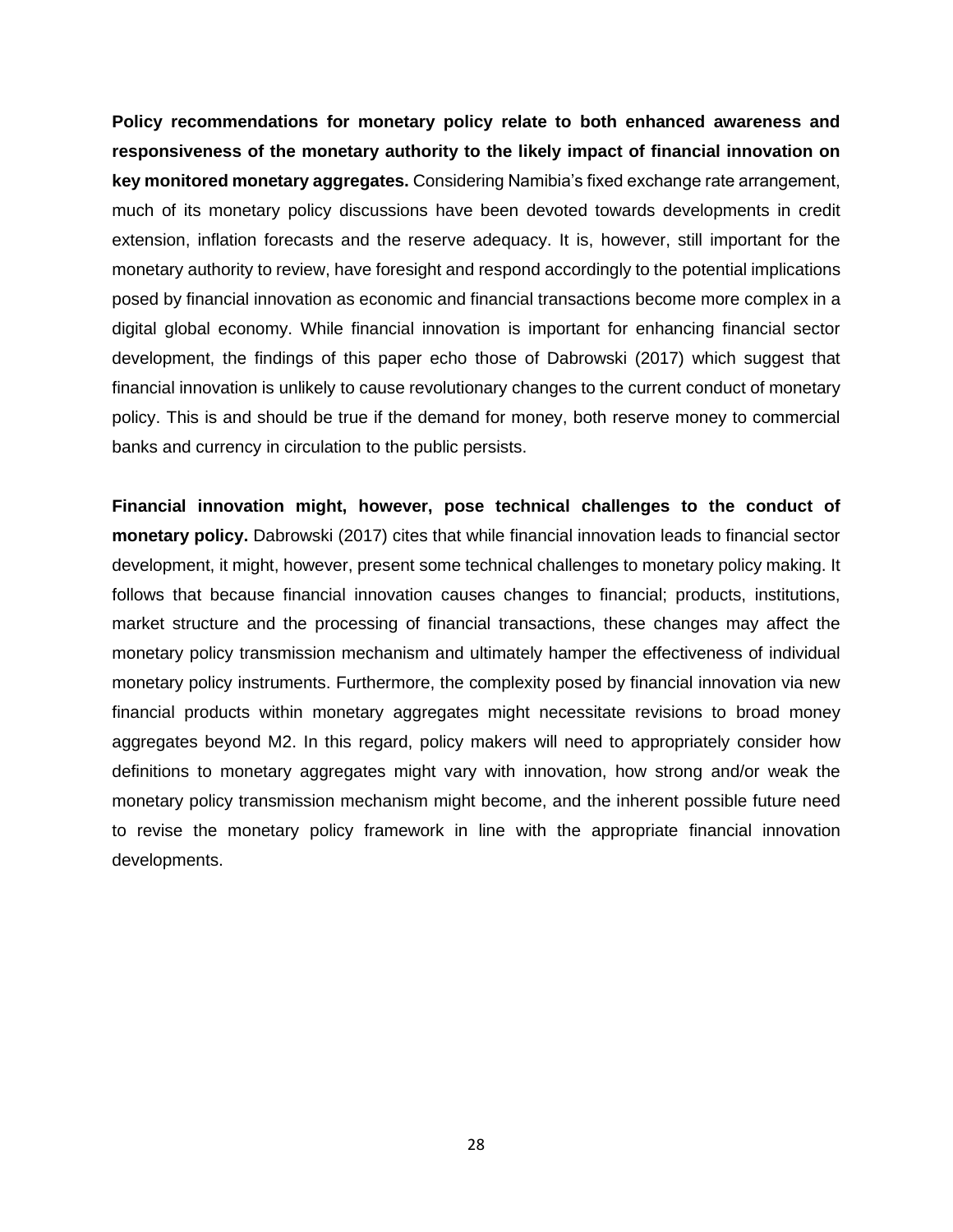**Policy recommendations for monetary policy relate to both enhanced awareness and responsiveness of the monetary authority to the likely impact of financial innovation on key monitored monetary aggregates.** Considering Namibia's fixed exchange rate arrangement, much of its monetary policy discussions have been devoted towards developments in credit extension, inflation forecasts and the reserve adequacy. It is, however, still important for the monetary authority to review, have foresight and respond accordingly to the potential implications posed by financial innovation as economic and financial transactions become more complex in a digital global economy. While financial innovation is important for enhancing financial sector development, the findings of this paper echo those of Dabrowski (2017) which suggest that financial innovation is unlikely to cause revolutionary changes to the current conduct of monetary policy. This is and should be true if the demand for money, both reserve money to commercial banks and currency in circulation to the public persists.

**Financial innovation might, however, pose technical challenges to the conduct of monetary policy.** Dabrowski (2017) cites that while financial innovation leads to financial sector development, it might, however, present some technical challenges to monetary policy making. It follows that because financial innovation causes changes to financial; products, institutions, market structure and the processing of financial transactions, these changes may affect the monetary policy transmission mechanism and ultimately hamper the effectiveness of individual monetary policy instruments. Furthermore, the complexity posed by financial innovation via new financial products within monetary aggregates might necessitate revisions to broad money aggregates beyond M2. In this regard, policy makers will need to appropriately consider how definitions to monetary aggregates might vary with innovation, how strong and/or weak the monetary policy transmission mechanism might become, and the inherent possible future need to revise the monetary policy framework in line with the appropriate financial innovation developments.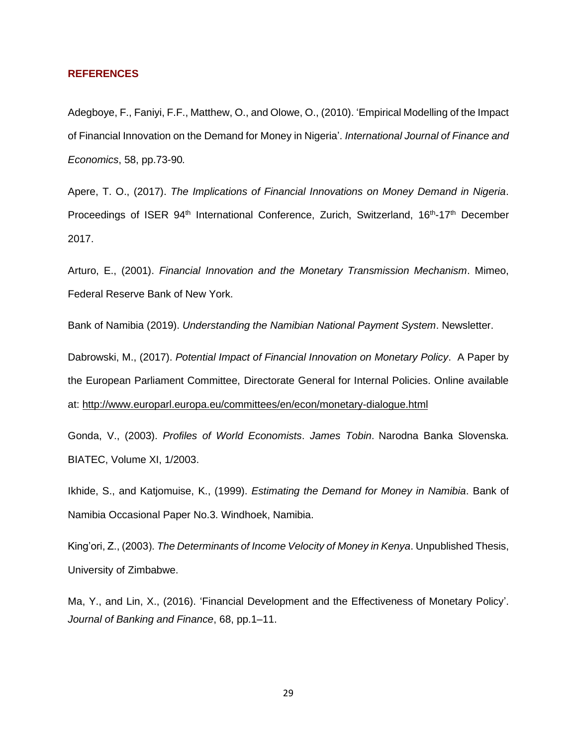## REFERENCES

Adegboye, F., Faniyi, F.F., Matthew, O., and Olowe, O., (2010). 'Empirical Modelling of the Impact of Financial Innovation on the Demand for Money in Nigeria'. *International Journal of Finance and Economics*, 58, pp.73-90*.*

Apere, T. O., (2017). *The Implications of Financial Innovations on Money Demand in Nigeria*. Proceedings of ISER 94th International Conference, Zurich, Switzerland, 16th-17th December 2017.

Arturo, E., (2001). *Financial Innovation and the Monetary Transmission Mechanism*. Mimeo, Federal Reserve Bank of New York.

Bank of Namibia (2019). *Understanding the Namibian National Payment System*. Newsletter.

Dabrowski, M., (2017). *Potential Impact of Financial Innovation on Monetary Policy*. A Paper by the European Parliament Committee, Directorate General for Internal Policies. Online available at: http://www.europarl.europa.eu/committees/en/econ/monetary-dialogue.html

Gonda, V., (2003). *Profiles of World Economists*. *James Tobin*. Narodna Banka Slovenska. BIATEC, Volume XI, 1/2003.

Ikhide, S., and Katjomuise, K., (1999). *Estimating the Demand for Money in Namibia*. Bank of Namibia Occasional Paper No.3. Windhoek, Namibia.

King'ori, Z., (2003). *The Determinants of Income Velocity of Money in Kenya*. Unpublished Thesis, University of Zimbabwe.

Ma, Y., and Lin, X., (2016). 'Financial Development and the Effectiveness of Monetary Policy'. *Journal of Banking and Finance*, 68, pp.1–11.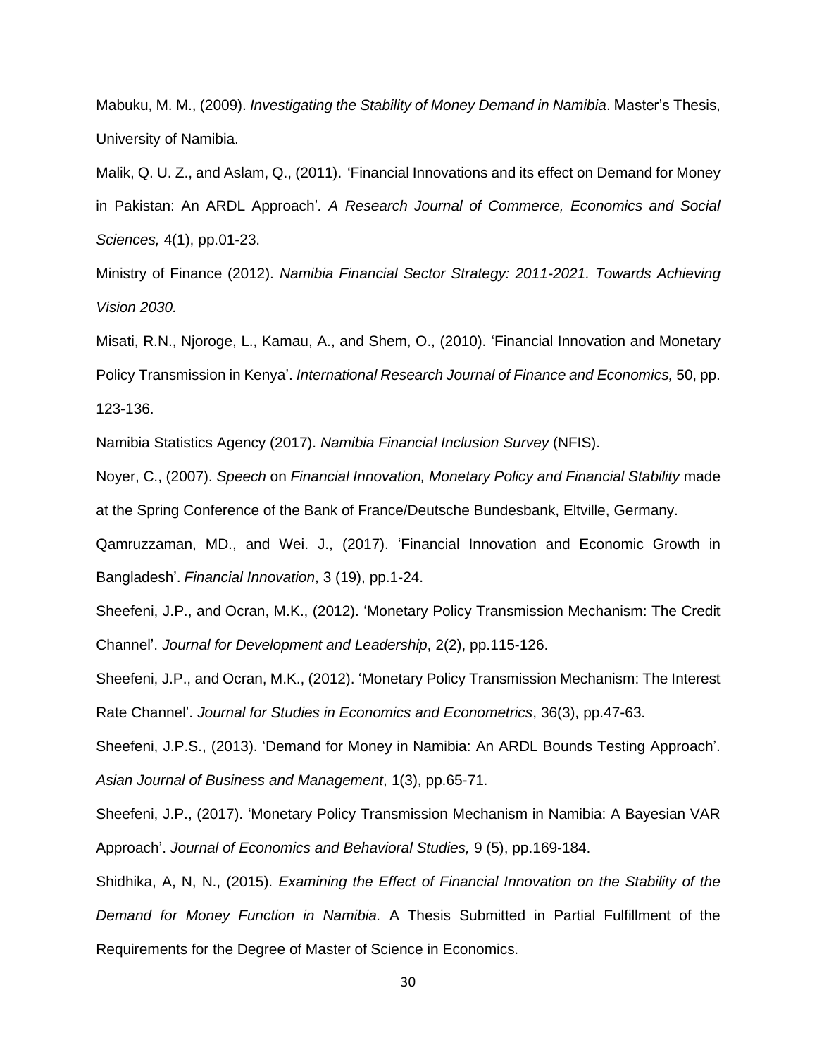Mabuku, M. M., (2009). *Investigating the Stability of Money Demand in Namibia*. Master's Thesis, University of Namibia.

Malik, Q. U. Z., and Aslam, Q., (2011). 'Financial Innovations and its effect on Demand for Money in Pakistan: An ARDL Approach'. *A Research Journal of Commerce, Economics and Social Sciences,* 4(1), pp.01-23.

Ministry of Finance (2012). *Namibia Financial Sector Strategy: 2011-2021. Towards Achieving Vision 2030.*

Misati, R.N., Njoroge, L., Kamau, A., and Shem, O., (2010). 'Financial Innovation and Monetary Policy Transmission in Kenya'. *International Research Journal of Finance and Economics,* 50, pp. 123-136.

Namibia Statistics Agency (2017). *Namibia Financial Inclusion Survey* (NFIS).

Noyer, C., (2007). *Speech* on *Financial Innovation, Monetary Policy and Financial Stability* made at the Spring Conference of the Bank of France/Deutsche Bundesbank, Eltville, Germany.

Qamruzzaman, MD., and Wei. J., (2017). 'Financial Innovation and Economic Growth in Bangladesh'. *Financial Innovation*, 3 (19), pp.1-24.

Sheefeni, J.P., and Ocran, M.K., (2012). 'Monetary Policy Transmission Mechanism: The Credit Channel'. *Journal for Development and Leadership*, 2(2), pp.115-126.

Sheefeni, J.P., and Ocran, M.K., (2012). 'Monetary Policy Transmission Mechanism: The Interest Rate Channel'. *Journal for Studies in Economics and Econometrics*, 36(3), pp.47-63.

Sheefeni, J.P.S., (2013). 'Demand for Money in Namibia: An ARDL Bounds Testing Approach'. *Asian Journal of Business and Management*, 1(3), pp.65-71.

Sheefeni, J.P., (2017). 'Monetary Policy Transmission Mechanism in Namibia: A Bayesian VAR Approach'. *Journal of Economics and Behavioral Studies,* 9 (5), pp.169-184.

Shidhika, A, N, N., (2015). *Examining the Effect of Financial Innovation on the Stability of the Demand for Money Function in Namibia.* A Thesis Submitted in Partial Fulfillment of the Requirements for the Degree of Master of Science in Economics.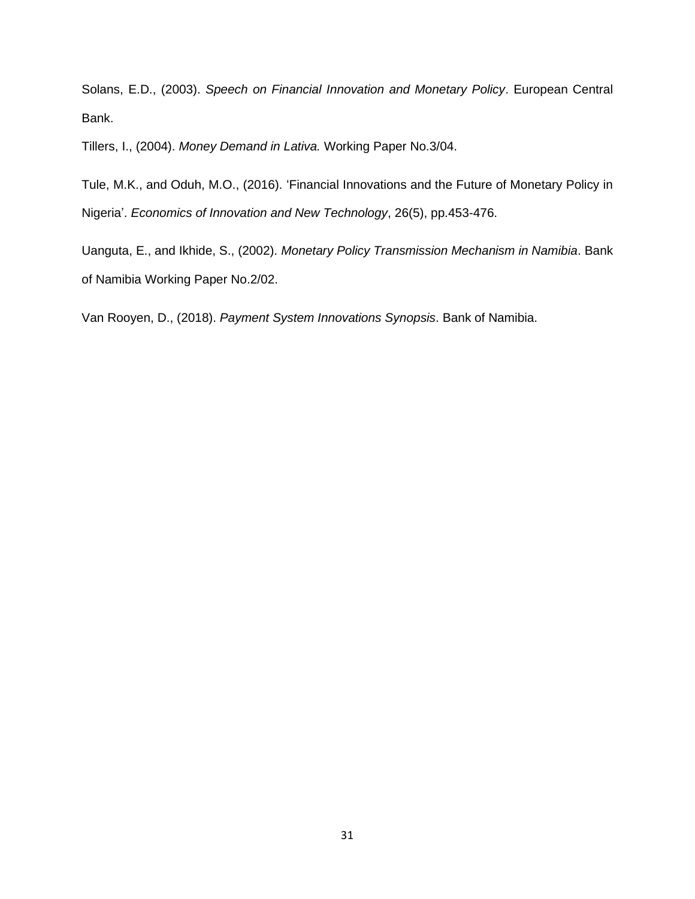Solans, E.D., (2003). *Speech on Financial Innovation and Monetary Policy*. European Central Bank.

Tillers, I., (2004). *Money Demand in Lativa.* Working Paper No.3/04.

Tule, M.K., and Oduh, M.O., (2016). 'Financial Innovations and the Future of Monetary Policy in Nigeria'. *Economics of Innovation and New Technology*, 26(5), pp.453-476.

Uanguta, E., and Ikhide, S., (2002). *Monetary Policy Transmission Mechanism in Namibia*. Bank of Namibia Working Paper No.2/02.

Van Rooyen, D., (2018). *Payment System Innovations Synopsis*. Bank of Namibia.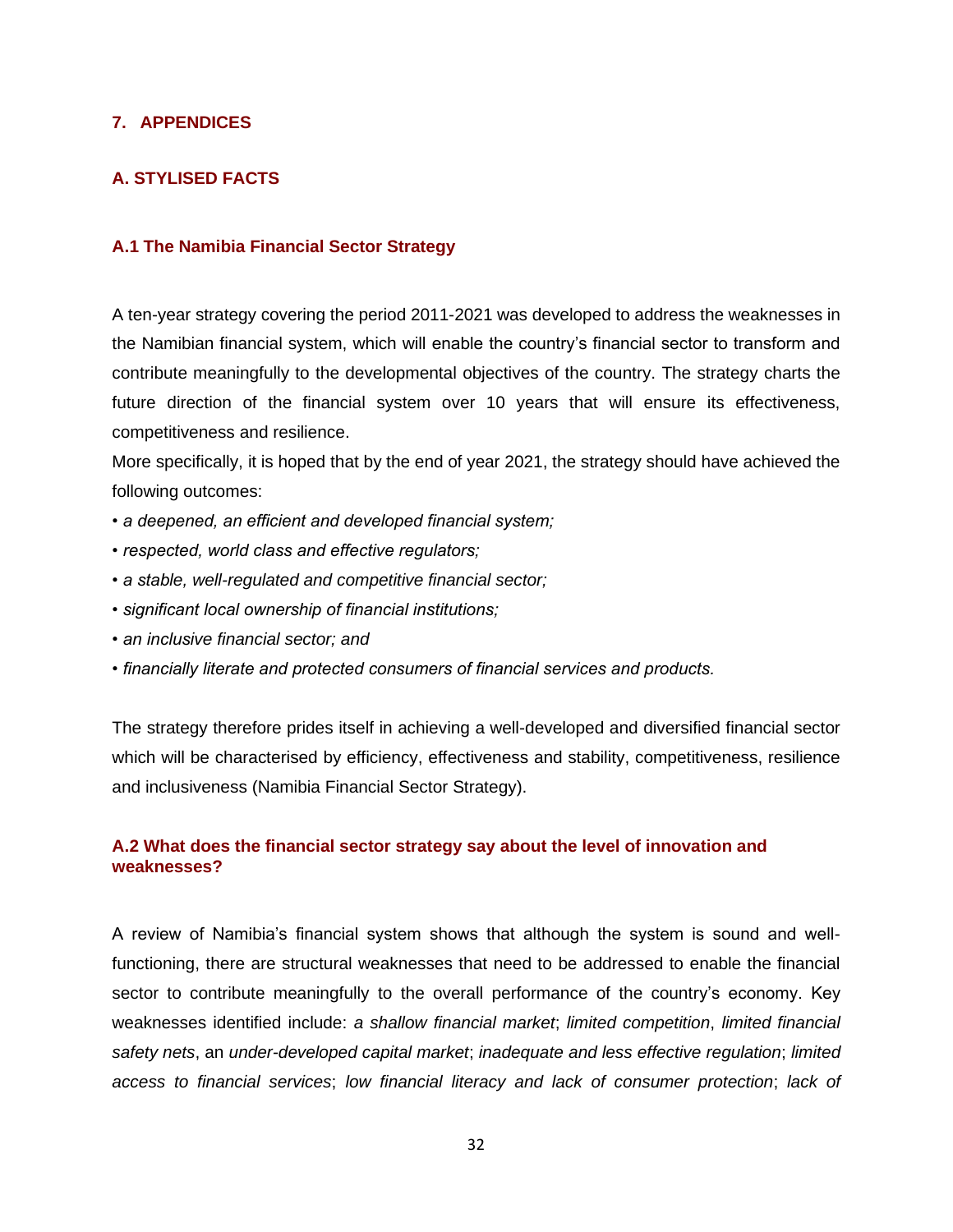## 7. APPENDICES

### A. STYLISED FACTS

#### A.1 The Namibia Financial Sector Strategy

A ten-year strategy covering the period 2011-2021 was developed to address the weaknesses in the Namibian financial system, which will enable the country's financial sector to transform and contribute meaningfully to the developmental objectives of the country. The strategy charts the future direction of the financial system over 10 years that will ensure its effectiveness, competitiveness and resilience.

More specifically, it is hoped that by the end of year 2021, the strategy should have achieved the following outcomes:

- *a deepened, an efficient and developed financial system;*
- *respected, world class and effective regulators;*
- *a stable, well-regulated and competitive financial sector;*
- *significant local ownership of financial institutions;*
- *an inclusive financial sector; and*
- *financially literate and protected consumers of financial services and products.*

The strategy therefore prides itself in achieving a well-developed and diversified financial sector which will be characterised by efficiency, effectiveness and stability, competitiveness, resilience and inclusiveness (Namibia Financial Sector Strategy).

#### A.2 What does the financial sector strategy say about the level of innovation and weaknesses?

A review of Namibia's financial system shows that although the system is sound and well-functioning, there are structural weaknesses that need to be addressed to enable the financial sector to contribute meaningfully to the overall performance of the country's economy. Key weaknesses identified include: *a shallow financial market*; *limited competition*, *limited financial safety nets*, an *under-developed capital market*; *inadequate and less effective regulation*; *limited access to financial services*; *low financial literacy and lack of consumer protection*; *lack of*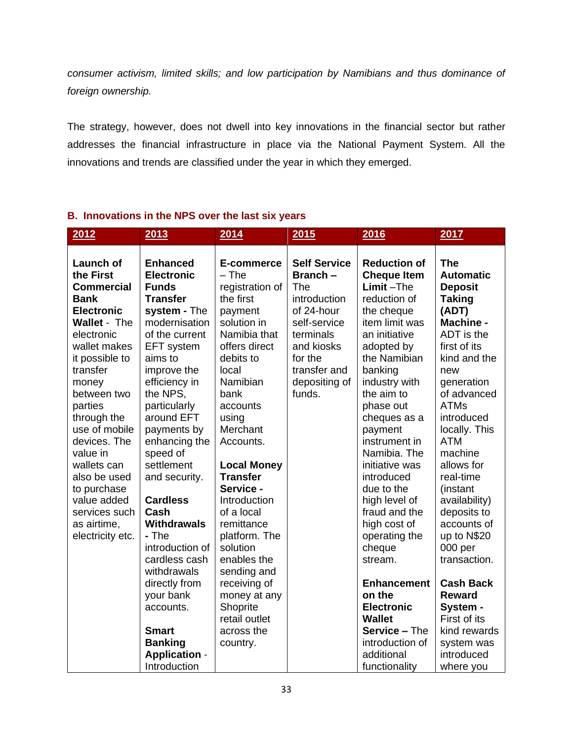*consumer activism, limited skills; and low participation by Namibians and thus dominance of foreign ownership.*

The strategy, however, does not dwell into key innovations in the financial sector but rather addresses the financial infrastructure in place via the National Payment System. All the innovations and trends are classified under the year in which they emerged.

## B. Innovations in the NPS over the last six years

| 2012 | 2013 | 2014 | 2015 | 2016 | 2017 |
|---|---|---|---|---|---|
| **Launch of the First Commercial Bank Electronic Wallet** - The electronic wallet makes it possible to transfer money between two parties through the use of mobile devices. The value in wallets can also be used to purchase value added services such as airtime, electricity etc. | **Enhanced Electronic Funds Transfer system -** The modernisation of the current EFT system aims to improve the efficiency in the NPS, particularly around EFT payments by enhancing the speed of settlement and security.<br><br>**Cardless Cash Withdrawals -** The introduction of cardless cash withdrawals directly from your bank accounts.<br><br>**Smart Banking Application** - Introduction | **E-commerce** – The registration of the first payment solution in Namibia that offers direct debits to local Namibian bank accounts using Merchant Accounts.<br><br>**Local Money Transfer Service -** Introduction of a local remittance platform. The solution enables the sending and receiving of money at any Shoprite retail outlet across the country. | **Self Service Branch –** The introduction of 24-hour self-service terminals and kiosks for the transfer and depositing of funds. | **Reduction of Cheque Item Limit** –The reduction of the cheque item limit was an initiative adopted by the Namibian banking industry with the aim to phase out cheques as a payment instrument in Namibia. The initiative was introduced due to the high level of fraud and the high cost of operating the cheque stream.<br><br>**Enhancement on the Electronic Wallet Service –** The introduction of additional functionality | **The Automatic Deposit Taking (ADT) Machine -** ADT is the first of its kind and the new generation of advanced ATMs introduced locally. This ATM machine allows for real-time (instant availability) deposits to accounts of up to N$20 000 per transaction.<br><br>**Cash Back Reward System -** First of its kind rewards system was introduced where you |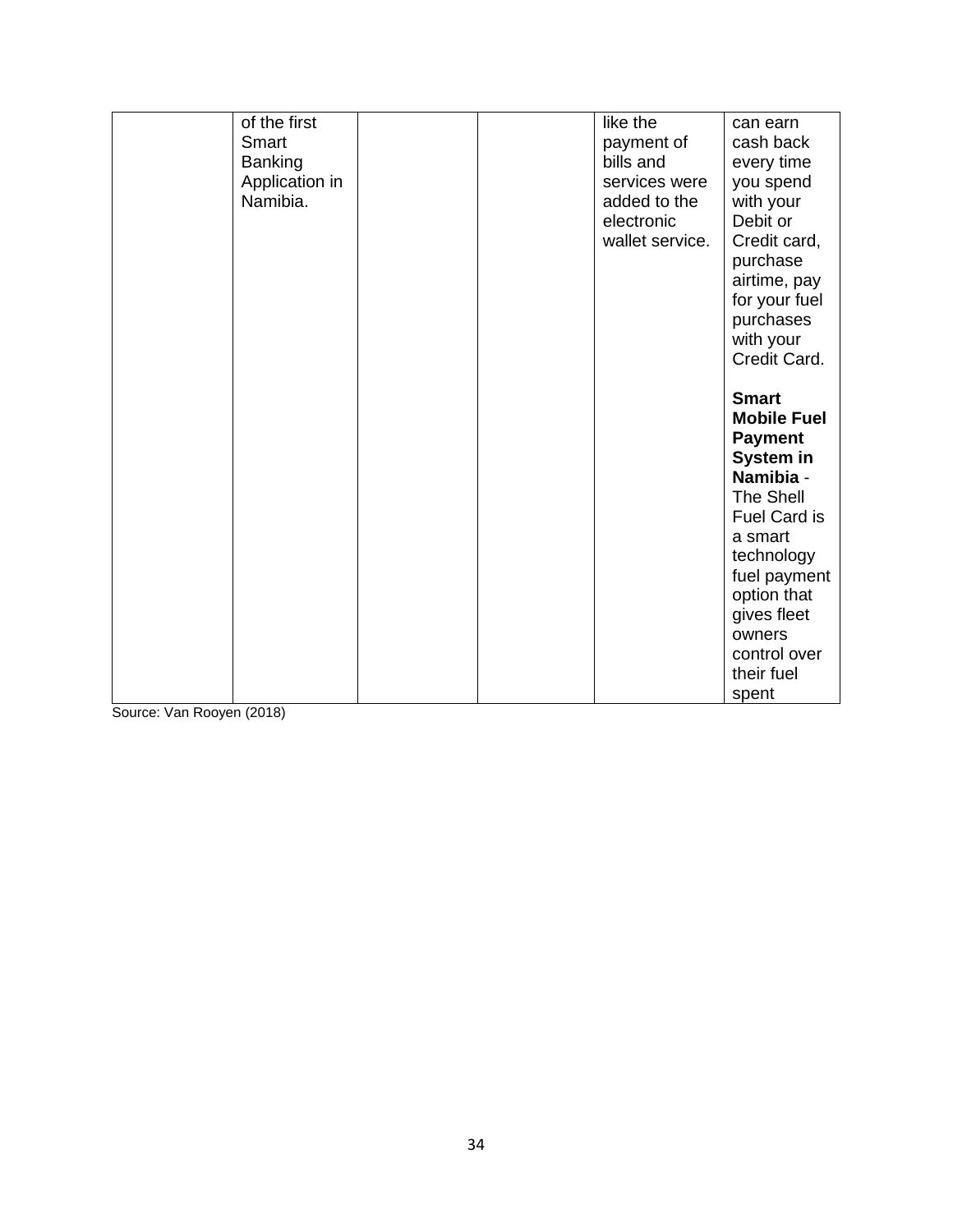| | | | | | |
|---|---|---|---|---|---|
| | of the first Smart Banking Application in Namibia. | | | like the payment of bills and services were added to the electronic wallet service. | can earn cash back every time you spend with your Debit or Credit card, purchase airtime, pay for your fuel purchases with your Credit Card.<br><br>**Smart Mobile Fuel Payment System in Namibia** - The Shell Fuel Card is a smart technology fuel payment option that gives fleet owners control over their fuel spent |

Source: Van Rooyen (2018)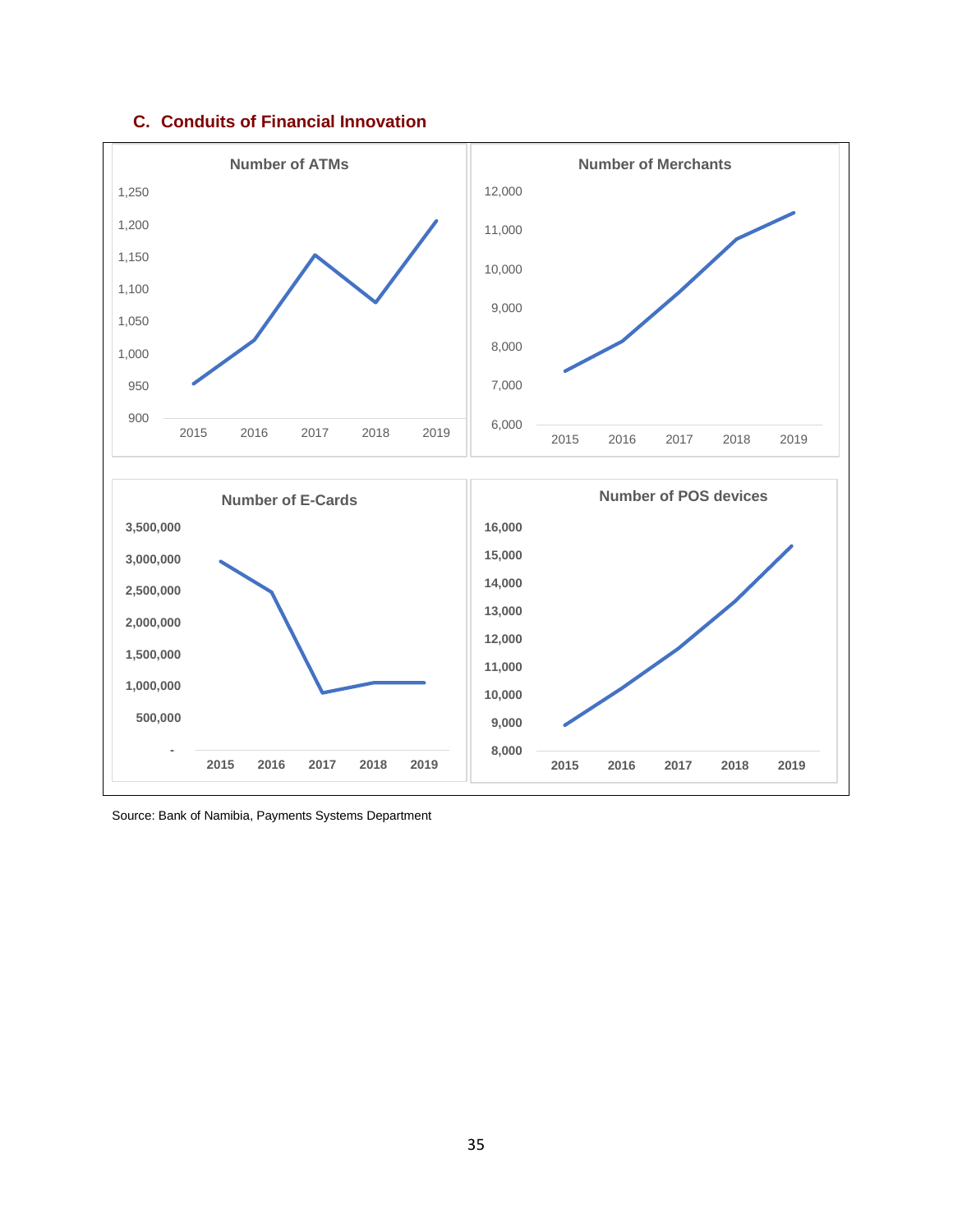### C. Conduits of Financial Innovation

**Number of ATMs**

**Number of Merchants**

**Number of E-Cards**

**Number of POS devices**

Source: Bank of Namibia, Payments Systems Department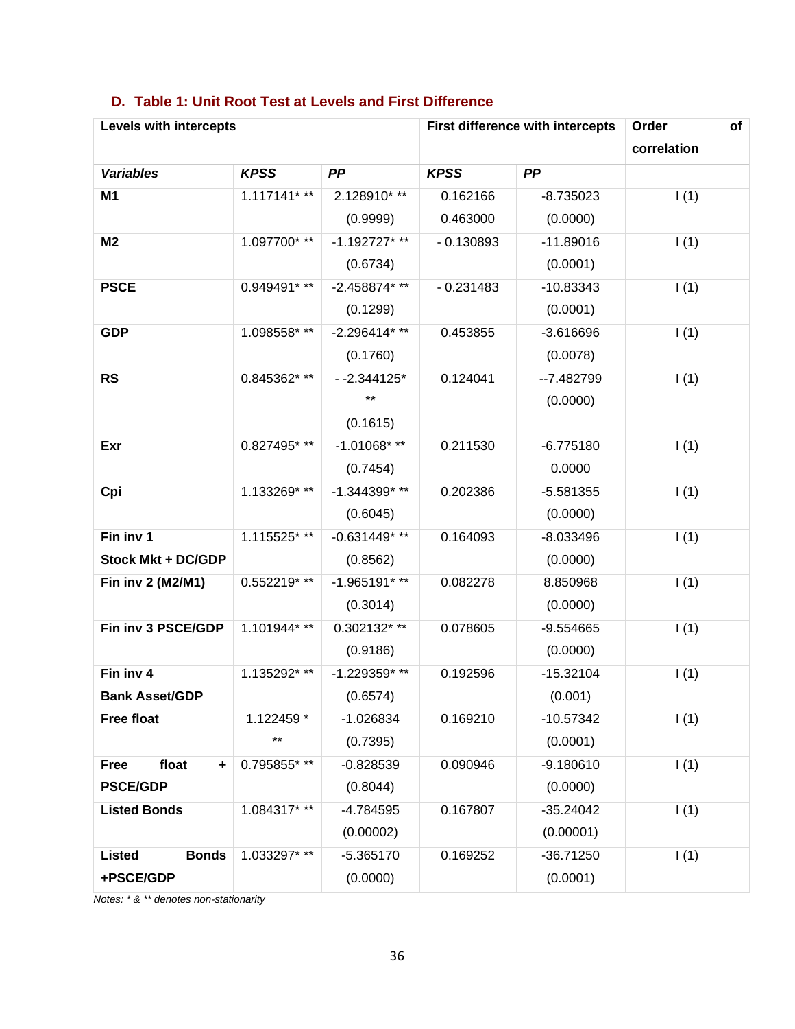### D. Table 1: Unit Root Test at Levels and First Difference

| Levels with intercepts | | | First difference with intercepts | | Order of correlation |
|---|---|---|---|---|---|
| ***Variables*** | ***KPSS*** | ***PP*** | ***KPSS*** | ***PP*** | |
| **M1** | 1.117141* ** | 2.128910* ** (0.9999) | 0.162166 0.463000 | -8.735023 (0.0000) | I (1) |
| **M2** | 1.097700* ** | -1.192727* ** (0.6734) | - 0.130893 | -11.89016 (0.0001) | I (1) |
| **PSCE** | 0.949491* ** | -2.458874* ** (0.1299) | - 0.231483 | -10.83343 (0.0001) | I (1) |
| **GDP** | 1.098558* ** | -2.296414* ** (0.1760) | 0.453855 | -3.616696 (0.0078) | I (1) |
| **RS** | 0.845362* ** | - -2.344125* ** (0.1615) | 0.124041 | --7.482799 (0.0000) | I (1) |
| **Exr** | 0.827495* ** | -1.01068* ** (0.7454) | 0.211530 | -6.775180 0.0000 | I (1) |
| **Cpi** | 1.133269* ** | -1.344399* ** (0.6045) | 0.202386 | -5.581355 (0.0000) | I (1) |
| **Fin inv 1 Stock Mkt + DC/GDP** | 1.115525* ** | -0.631449* ** (0.8562) | 0.164093 | -8.033496 (0.0000) | I (1) |
| **Fin inv 2 (M2/M1)** | 0.552219* ** | -1.965191* ** (0.3014) | 0.082278 | 8.850968 (0.0000) | I (1) |
| **Fin inv 3 PSCE/GDP** | 1.101944* ** | 0.302132* ** (0.9186) | 0.078605 | -9.554665 (0.0000) | I (1) |
| **Fin inv 4 Bank Asset/GDP** | 1.135292* ** | -1.229359* ** (0.6574) | 0.192596 | -15.32104 (0.001) | I (1) |
| **Free float** | 1.122459 * ** | -1.026834 (0.7395) | 0.169210 | -10.57342 (0.0001) | I (1) |
| **Free float + PSCE/GDP** | 0.795855* ** | -0.828539 (0.8044) | 0.090946 | -9.180610 (0.0000) | I (1) |
| **Listed Bonds** | 1.084317* ** | -4.784595 (0.00002) | 0.167807 | -35.24042 (0.00001) | I (1) |
| **Listed Bonds +PSCE/GDP** | 1.033297* ** | -5.365170 (0.0000) | 0.169252 | -36.71250 (0.0001) | I (1) |

*Notes: * & ** denotes non-stationarity*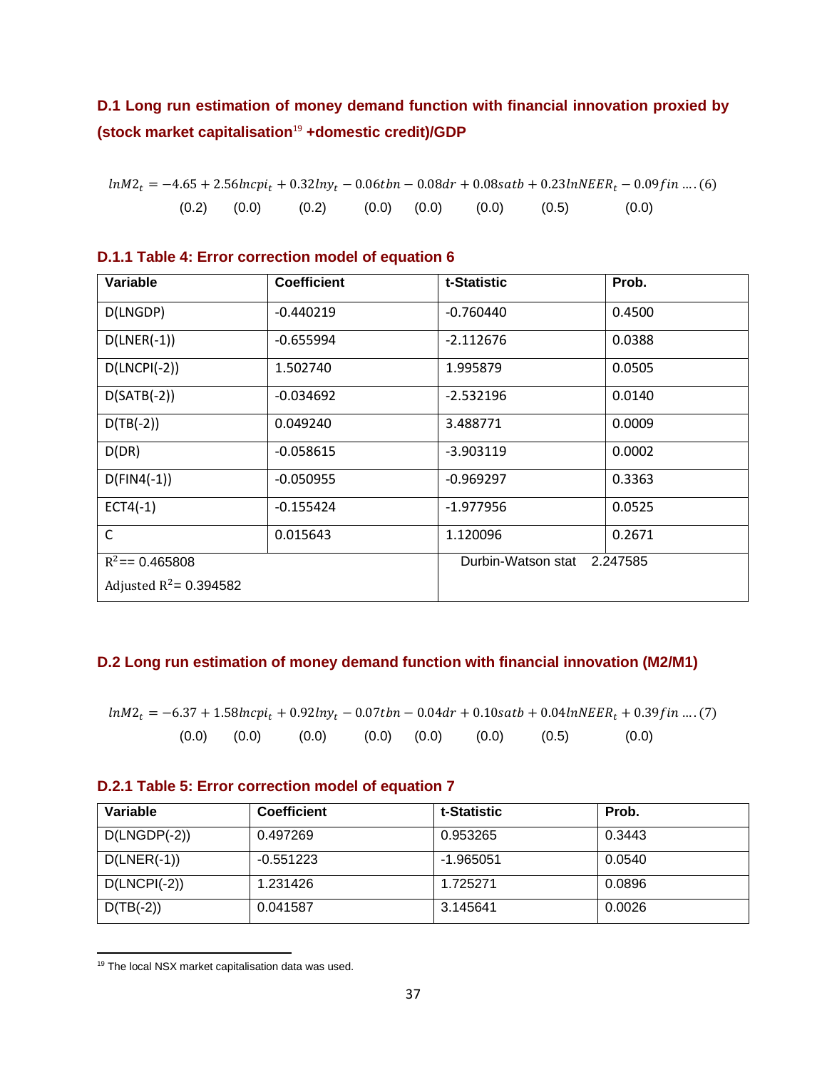### D.1 Long run estimation of money demand function with financial innovation proxied by (stock market capitalisation[19] +domestic credit)/GDP

$$lnM2_t = -4.65 + 2.56lncpi_t + 0.32lny_t - 0.06tbn - 0.08dr + 0.08satb + 0.23lnNEER_t - 0.09fin \;....(6)$$

(0.2) (0.0) (0.2) (0.0) (0.0) (0.0) (0.5) (0.0)

#### D.1.1 Table 4: Error correction model of equation 6

| Variable | Coefficient | t-Statistic | Prob. |
|---|---|---|---|
| D(LNGDP) | -0.440219 | -0.760440 | 0.4500 |
| D(LNER(-1)) | -0.655994 | -2.112676 | 0.0388 |
| D(LNCPI(-2)) | 1.502740 | 1.995879 | 0.0505 |
| D(SATB(-2)) | -0.034692 | -2.532196 | 0.0140 |
| D(TB(-2)) | 0.049240 | 3.488771 | 0.0009 |
| D(DR) | -0.058615 | -3.903119 | 0.0002 |
| D(FIN4(-1)) | -0.050955 | -0.969297 | 0.3363 |
| ECT4(-1) | -0.155424 | -1.977956 | 0.0525 |
| C | 0.015643 | 1.120096 | 0.2671 |
| $R^2$== 0.465808<br>Adjusted $R^2$= 0.394582 | | Durbin-Watson stat 2.247585 | |

### D.2 Long run estimation of money demand function with financial innovation (M2/M1)

$$lnM2_t = -6.37 + 1.58lncpi_t + 0.92lny_t - 0.07tbn - 0.04dr + 0.10satb + 0.04lnNEER_t + 0.39fin \;....(7)$$

(0.0) (0.0) (0.0) (0.0) (0.0) (0.0) (0.5) (0.0)

#### D.2.1 Table 5: Error correction model of equation 7

| Variable | Coefficient | t-Statistic | Prob. |
|---|---|---|---|
| D(LNGDP(-2)) | 0.497269 | 0.953265 | 0.3443 |
| D(LNER(-1)) | -0.551223 | -1.965051 | 0.0540 |
| D(LNCPI(-2)) | 1.231426 | 1.725271 | 0.0896 |
| D(TB(-2)) | 0.041587 | 3.145641 | 0.0026 |

[19] The local NSX market capitalisation data was used.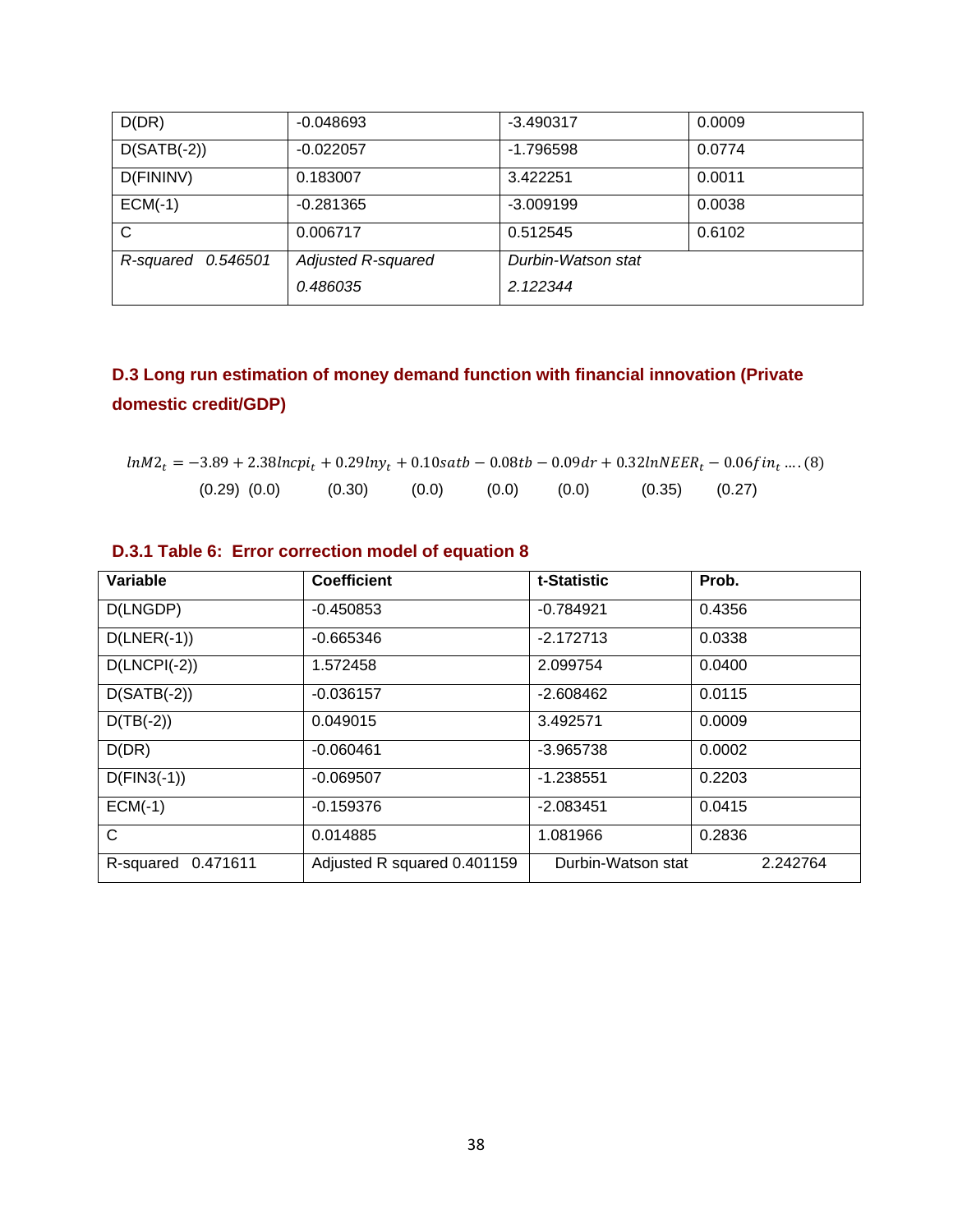| D(DR) | -0.048693 | -3.490317 | 0.0009 |
|---|---|---|---|
| D(SATB(-2)) | -0.022057 | -1.796598 | 0.0774 |
| D(FININV) | 0.183007 | 3.422251 | 0.0011 |
| ECM(-1) | -0.281365 | -3.009199 | 0.0038 |
| C | 0.006717 | 0.512545 | 0.6102 |
| *R-squared 0.546501* | *Adjusted R-squared 0.486035* | *Durbin-Watson stat 2.122344* | |

## D.3 Long run estimation of money demand function with financial innovation (Private domestic credit/GDP)

$$lnM2_t = -3.89 + 2.38lncpi_t + 0.29lny_t + 0.10satb - 0.08tb - 0.09dr + 0.32lnNEER_t - 0.06fin_t \;....(8)$$

(0.29) (0.0) (0.30) (0.0) (0.0) (0.0) (0.35) (0.27)

### D.3.1 Table 6: Error correction model of equation 8

| Variable | Coefficient | t-Statistic | Prob. |
|---|---|---|---|
| D(LNGDP) | -0.450853 | -0.784921 | 0.4356 |
| D(LNER(-1)) | -0.665346 | -2.172713 | 0.0338 |
| D(LNCPI(-2)) | 1.572458 | 2.099754 | 0.0400 |
| D(SATB(-2)) | -0.036157 | -2.608462 | 0.0115 |
| D(TB(-2)) | 0.049015 | 3.492571 | 0.0009 |
| D(DR) | -0.060461 | -3.965738 | 0.0002 |
| D(FIN3(-1)) | -0.069507 | -1.238551 | 0.2203 |
| ECM(-1) | -0.159376 | -2.083451 | 0.0415 |
| C | 0.014885 | 1.081966 | 0.2836 |
| R-squared 0.471611 | Adjusted R squared 0.401159 | Durbin-Watson stat | 2.242764 |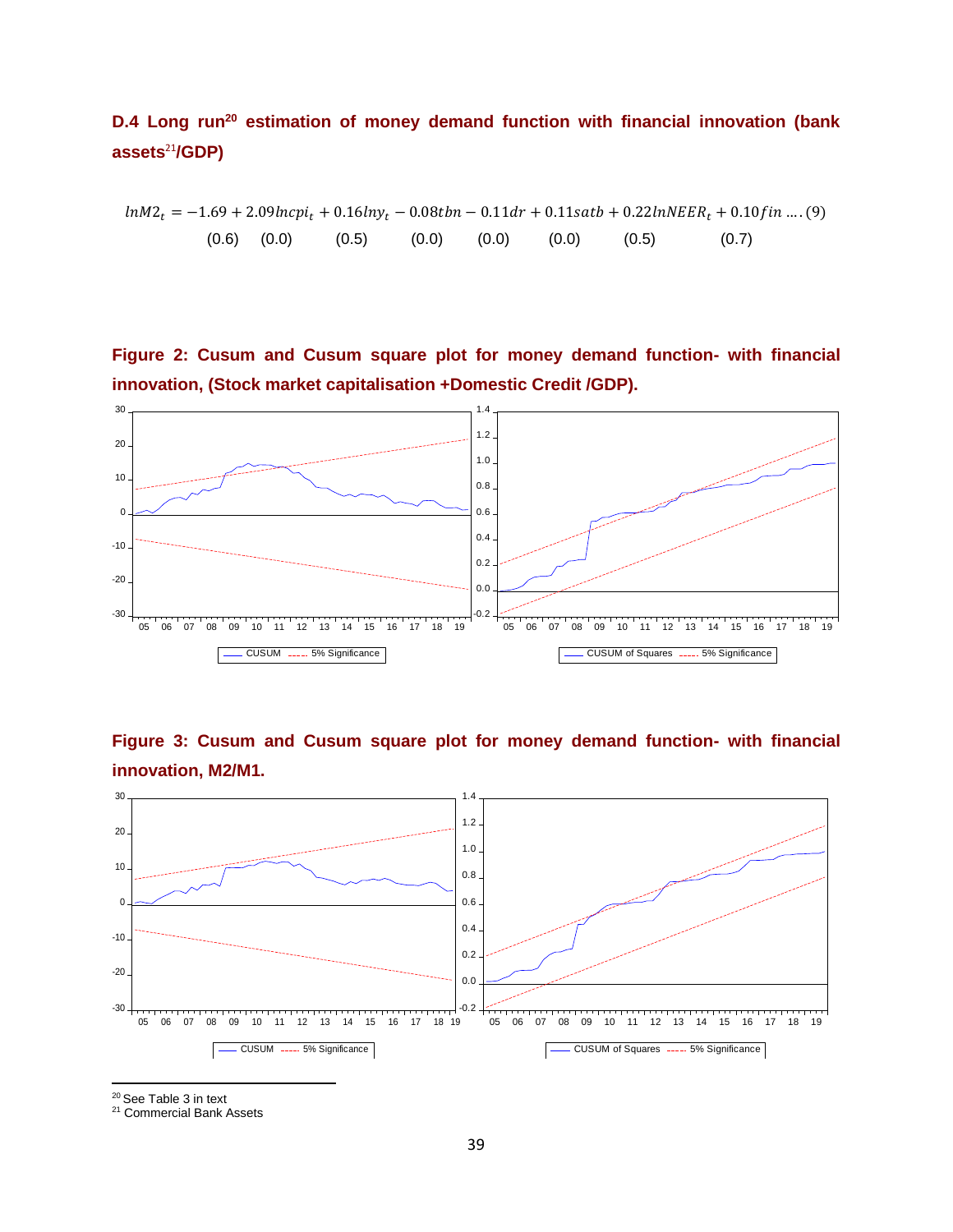### D.4 Long run[20] estimation of money demand function with financial innovation (bank assets[21]/GDP)

$$lnM2_t = -1.69 + 2.09lncpi_t + 0.16lny_t - 0.08tbn - 0.11dr + 0.11satb + 0.22lnNEER_t + 0.10fin \ldots.(9)$$

(0.6) (0.0) (0.5) (0.0) (0.0) (0.0) (0.5) (0.7)

**Figure 2: Cusum and Cusum square plot for money demand function- with financial innovation, (Stock market capitalisation +Domestic Credit /GDP).**

**Figure 3: Cusum and Cusum square plot for money demand function- with financial innovation, M2/M1.**

---

[20] See Table 3 in text

[21] Commercial Bank Assets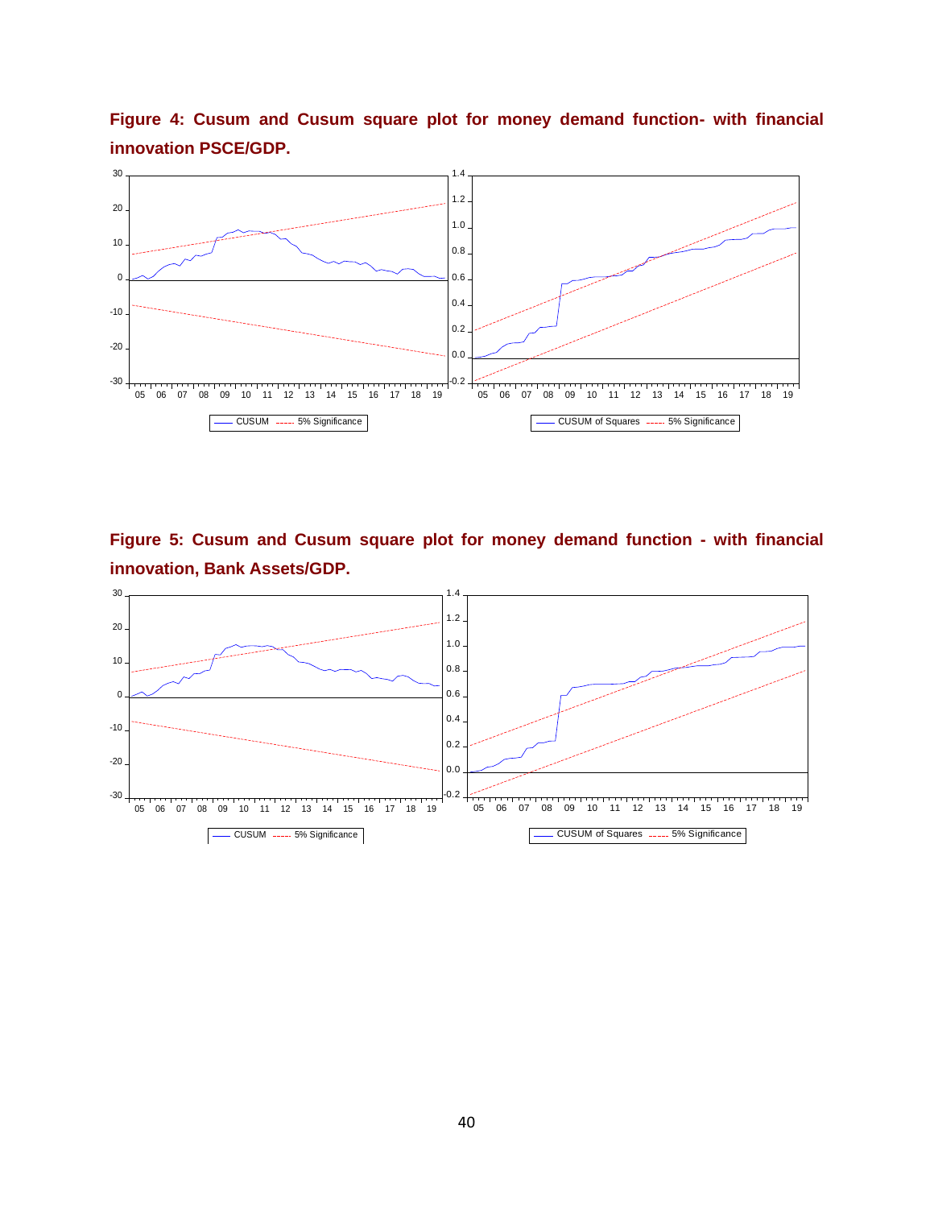**Figure 4: Cusum and Cusum square plot for money demand function- with financial innovation PSCE/GDP.**

30
20
10
0
-10
-20
-30
05 06 07 08 09 10 11 12 13 14 15 16 17 18 19
CUSUM 5% Significance

1.4
1.2
1.0
0.8
0.6
0.4
0.2
0.0
-0.2
05 06 07 08 09 10 11 12 13 14 15 16 17 18 19
CUSUM of Squares 5% Significance

**Figure 5: Cusum and Cusum square plot for money demand function - with financial innovation, Bank Assets/GDP.**

30
20
10
0
-10
-20
-30
05 06 07 08 09 10 11 12 13 14 15 16 17 18 19
CUSUM 5% Significance

1.4
1.2
1.0
0.8
0.6
0.4
0.2
0.0
-0.2
05 06 07 08 09 10 11 12 13 14 15 16 17 18 19
CUSUM of Squares 5% Significance